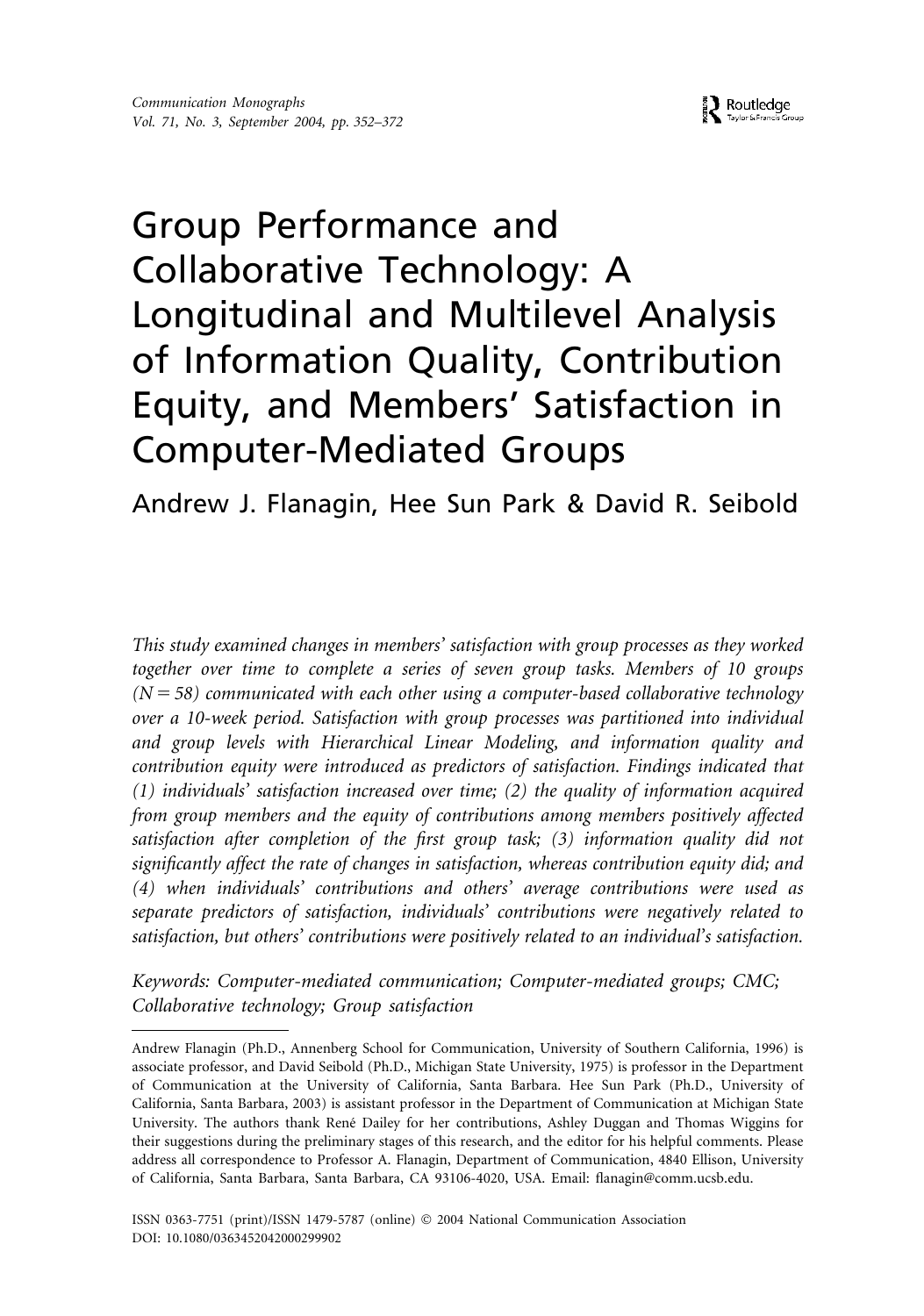# Group Performance and Collaborative Technology: A Longitudinal and Multilevel Analysis of Information Quality, Contribution Equity, and Members' Satisfaction in Computer-Mediated Groups

Andrew J. Flanagin, Hee Sun Park & David R. Seibold

*This study examined changes in members' satisfaction with group processes as they worked together over time to complete a series of seven group tasks. Members of 10 groups ($N = 58$) communicated with each other using a computer-based collaborative technology over a 10-week period. Satisfaction with group processes was partitioned into individual and group levels with Hierarchical Linear Modeling, and information quality and contribution equity were introduced as predictors of satisfaction. Findings indicated that (1) individuals' satisfaction increased over time; (2) the quality of information acquired from group members and the equity of contributions among members positively affected satisfaction after completion of the first group task; (3) information quality did not significantly affect the rate of changes in satisfaction, whereas contribution equity did; and (4) when individuals' contributions and others' average contributions were used as separate predictors of satisfaction, individuals' contributions were negatively related to satisfaction, but others' contributions were positively related to an individual's satisfaction.*

*Keywords: Computer-mediated communication; Computer-mediated groups; CMC; Collaborative technology; Group satisfaction*

---

Andrew Flanagin (Ph.D., Annenberg School for Communication, University of Southern California, 1996) is associate professor, and David Seibold (Ph.D., Michigan State University, 1975) is professor in the Department of Communication at the University of California, Santa Barbara. Hee Sun Park (Ph.D., University of California, Santa Barbara, 2003) is assistant professor in the Department of Communication at Michigan State University. The authors thank René Dailey for her contributions, Ashley Duggan and Thomas Wiggins for their suggestions during the preliminary stages of this research, and the editor for his helpful comments. Please address all correspondence to Professor A. Flanagin, Department of Communication, 4840 Ellison, University of California, Santa Barbara, Santa Barbara, CA 93106-4020, USA. Email: flanagin@comm.ucsb.edu.

ISSN 0363-7751 (print)/ISSN 1479-5787 (online) © 2004 National Communication Association
DOI: 10.1080/0363452042000299902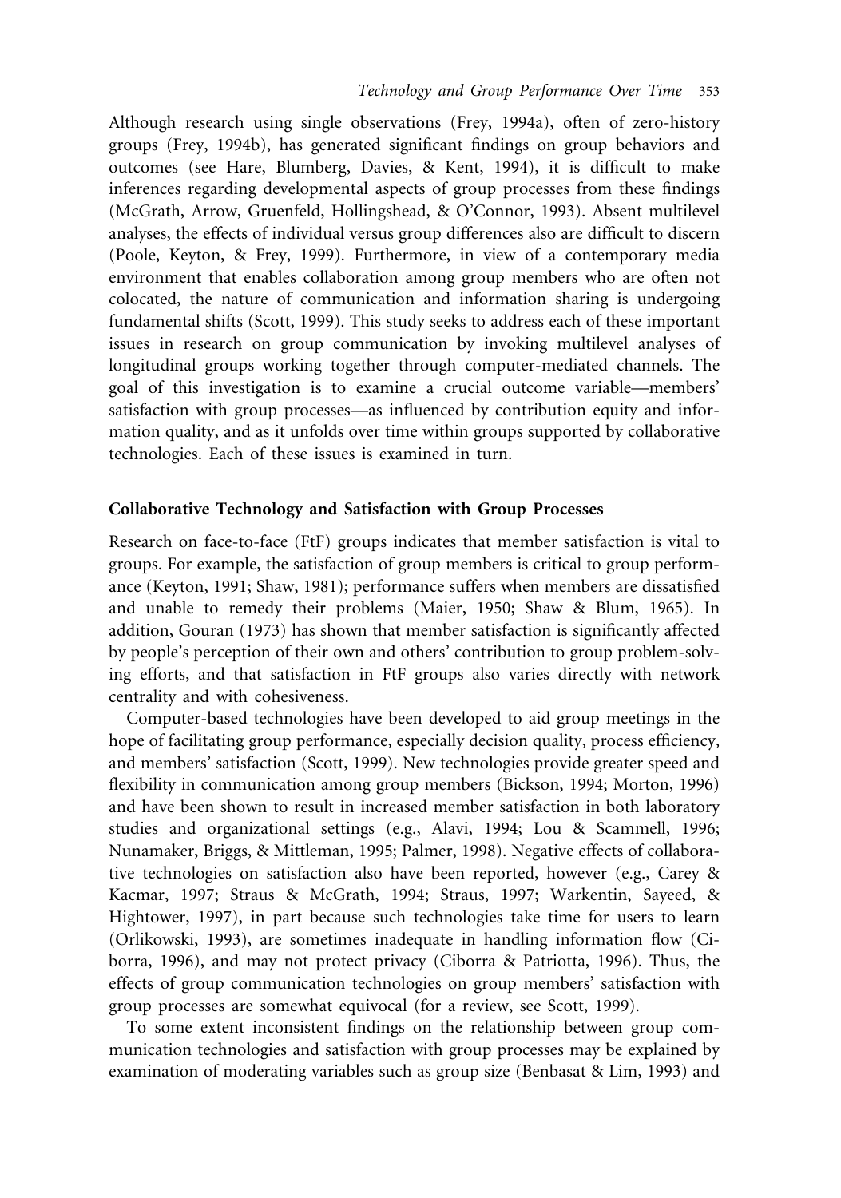Although research using single observations (Frey, 1994a), often of zero-history groups (Frey, 1994b), has generated significant findings on group behaviors and outcomes (see Hare, Blumberg, Davies, & Kent, 1994), it is difficult to make inferences regarding developmental aspects of group processes from these findings (McGrath, Arrow, Gruenfeld, Hollingshead, & O'Connor, 1993). Absent multilevel analyses, the effects of individual versus group differences also are difficult to discern (Poole, Keyton, & Frey, 1999). Furthermore, in view of a contemporary media environment that enables collaboration among group members who are often not colocated, the nature of communication and information sharing is undergoing fundamental shifts (Scott, 1999). This study seeks to address each of these important issues in research on group communication by invoking multilevel analyses of longitudinal groups working together through computer-mediated channels. The goal of this investigation is to examine a crucial outcome variable—members' satisfaction with group processes—as influenced by contribution equity and information quality, and as it unfolds over time within groups supported by collaborative technologies. Each of these issues is examined in turn.

## Collaborative Technology and Satisfaction with Group Processes

Research on face-to-face (FtF) groups indicates that member satisfaction is vital to groups. For example, the satisfaction of group members is critical to group performance (Keyton, 1991; Shaw, 1981); performance suffers when members are dissatisfied and unable to remedy their problems (Maier, 1950; Shaw & Blum, 1965). In addition, Gouran (1973) has shown that member satisfaction is significantly affected by people's perception of their own and others' contribution to group problem-solving efforts, and that satisfaction in FtF groups also varies directly with network centrality and with cohesiveness.

Computer-based technologies have been developed to aid group meetings in the hope of facilitating group performance, especially decision quality, process efficiency, and members' satisfaction (Scott, 1999). New technologies provide greater speed and flexibility in communication among group members (Bickson, 1994; Morton, 1996) and have been shown to result in increased member satisfaction in both laboratory studies and organizational settings (e.g., Alavi, 1994; Lou & Scammell, 1996; Nunamaker, Briggs, & Mittleman, 1995; Palmer, 1998). Negative effects of collaborative technologies on satisfaction also have been reported, however (e.g., Carey & Kacmar, 1997; Straus & McGrath, 1994; Straus, 1997; Warkentin, Sayeed, & Hightower, 1997), in part because such technologies take time for users to learn (Orlikowski, 1993), are sometimes inadequate in handling information flow (Ciborra, 1996), and may not protect privacy (Ciborra & Patriotta, 1996). Thus, the effects of group communication technologies on group members' satisfaction with group processes are somewhat equivocal (for a review, see Scott, 1999).

To some extent inconsistent findings on the relationship between group communication technologies and satisfaction with group processes may be explained by examination of moderating variables such as group size (Benbasat & Lim, 1993) and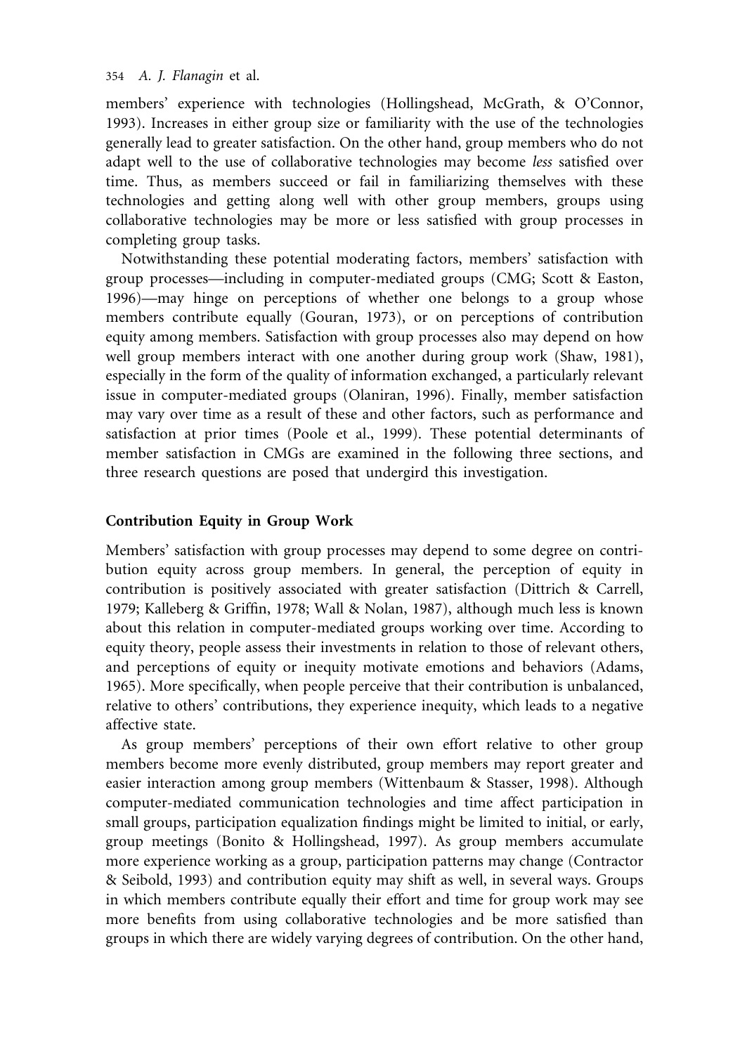members' experience with technologies (Hollingshead, McGrath, & O'Connor, 1993). Increases in either group size or familiarity with the use of the technologies generally lead to greater satisfaction. On the other hand, group members who do not adapt well to the use of collaborative technologies may become *less* satisfied over time. Thus, as members succeed or fail in familiarizing themselves with these technologies and getting along well with other group members, groups using collaborative technologies may be more or less satisfied with group processes in completing group tasks.

Notwithstanding these potential moderating factors, members' satisfaction with group processes—including in computer-mediated groups (CMG; Scott & Easton, 1996)—may hinge on perceptions of whether one belongs to a group whose members contribute equally (Gouran, 1973), or on perceptions of contribution equity among members. Satisfaction with group processes also may depend on how well group members interact with one another during group work (Shaw, 1981), especially in the form of the quality of information exchanged, a particularly relevant issue in computer-mediated groups (Olaniran, 1996). Finally, member satisfaction may vary over time as a result of these and other factors, such as performance and satisfaction at prior times (Poole et al., 1999). These potential determinants of member satisfaction in CMGs are examined in the following three sections, and three research questions are posed that undergird this investigation.

## Contribution Equity in Group Work

Members' satisfaction with group processes may depend to some degree on contribution equity across group members. In general, the perception of equity in contribution is positively associated with greater satisfaction (Dittrich & Carrell, 1979; Kalleberg & Griffin, 1978; Wall & Nolan, 1987), although much less is known about this relation in computer-mediated groups working over time. According to equity theory, people assess their investments in relation to those of relevant others, and perceptions of equity or inequity motivate emotions and behaviors (Adams, 1965). More specifically, when people perceive that their contribution is unbalanced, relative to others' contributions, they experience inequity, which leads to a negative affective state.

As group members' perceptions of their own effort relative to other group members become more evenly distributed, group members may report greater and easier interaction among group members (Wittenbaum & Stasser, 1998). Although computer-mediated communication technologies and time affect participation in small groups, participation equalization findings might be limited to initial, or early, group meetings (Bonito & Hollingshead, 1997). As group members accumulate more experience working as a group, participation patterns may change (Contractor & Seibold, 1993) and contribution equity may shift as well, in several ways. Groups in which members contribute equally their effort and time for group work may see more benefits from using collaborative technologies and be more satisfied than groups in which there are widely varying degrees of contribution. On the other hand,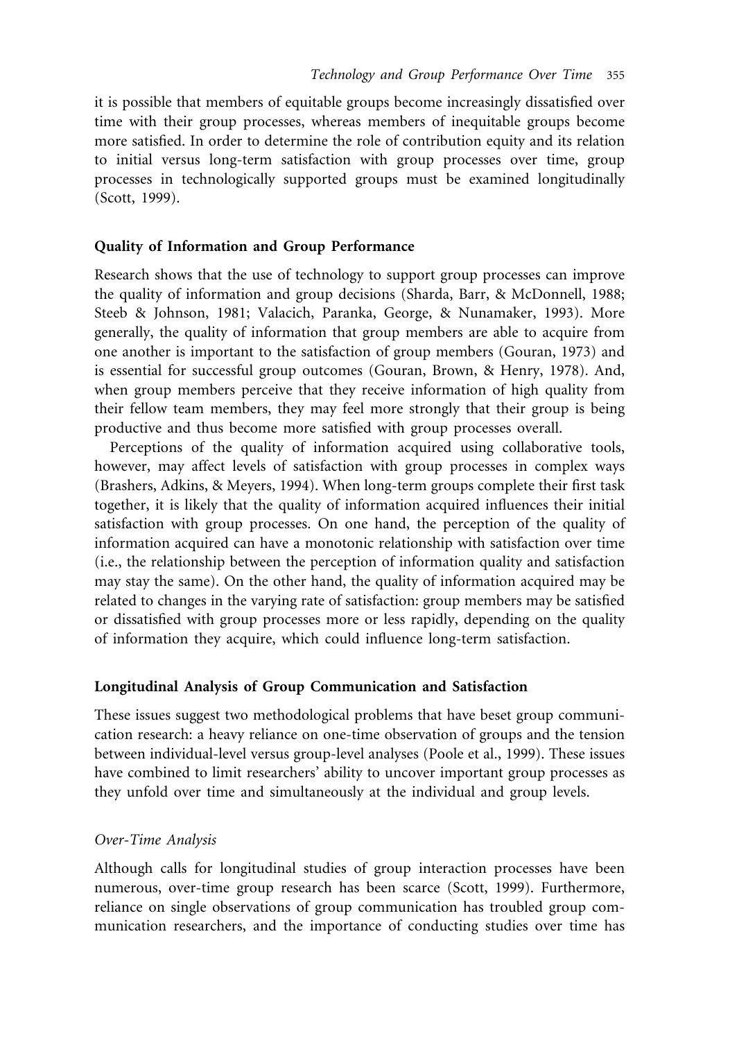it is possible that members of equitable groups become increasingly dissatisfied over time with their group processes, whereas members of inequitable groups become more satisfied. In order to determine the role of contribution equity and its relation to initial versus long-term satisfaction with group processes over time, group processes in technologically supported groups must be examined longitudinally (Scott, 1999).

### Quality of Information and Group Performance

Research shows that the use of technology to support group processes can improve the quality of information and group decisions (Sharda, Barr, & McDonnell, 1988; Steeb & Johnson, 1981; Valacich, Paranka, George, & Nunamaker, 1993). More generally, the quality of information that group members are able to acquire from one another is important to the satisfaction of group members (Gouran, 1973) and is essential for successful group outcomes (Gouran, Brown, & Henry, 1978). And, when group members perceive that they receive information of high quality from their fellow team members, they may feel more strongly that their group is being productive and thus become more satisfied with group processes overall.

Perceptions of the quality of information acquired using collaborative tools, however, may affect levels of satisfaction with group processes in complex ways (Brashers, Adkins, & Meyers, 1994). When long-term groups complete their first task together, it is likely that the quality of information acquired influences their initial satisfaction with group processes. On one hand, the perception of the quality of information acquired can have a monotonic relationship with satisfaction over time (i.e., the relationship between the perception of information quality and satisfaction may stay the same). On the other hand, the quality of information acquired may be related to changes in the varying rate of satisfaction: group members may be satisfied or dissatisfied with group processes more or less rapidly, depending on the quality of information they acquire, which could influence long-term satisfaction.

### Longitudinal Analysis of Group Communication and Satisfaction

These issues suggest two methodological problems that have beset group communication research: a heavy reliance on one-time observation of groups and the tension between individual-level versus group-level analyses (Poole et al., 1999). These issues have combined to limit researchers' ability to uncover important group processes as they unfold over time and simultaneously at the individual and group levels.

#### *Over-Time Analysis*

Although calls for longitudinal studies of group interaction processes have been numerous, over-time group research has been scarce (Scott, 1999). Furthermore, reliance on single observations of group communication has troubled group communication researchers, and the importance of conducting studies over time has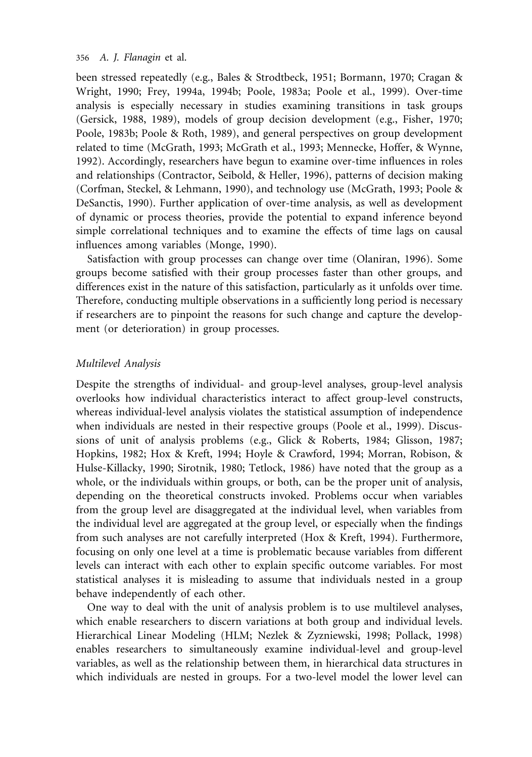been stressed repeatedly (e.g., Bales & Strodtbeck, 1951; Bormann, 1970; Cragan & Wright, 1990; Frey, 1994a, 1994b; Poole, 1983a; Poole et al., 1999). Over-time analysis is especially necessary in studies examining transitions in task groups (Gersick, 1988, 1989), models of group decision development (e.g., Fisher, 1970; Poole, 1983b; Poole & Roth, 1989), and general perspectives on group development related to time (McGrath, 1993; McGrath et al., 1993; Mennecke, Hoffer, & Wynne, 1992). Accordingly, researchers have begun to examine over-time influences in roles and relationships (Contractor, Seibold, & Heller, 1996), patterns of decision making (Corfman, Steckel, & Lehmann, 1990), and technology use (McGrath, 1993; Poole & DeSanctis, 1990). Further application of over-time analysis, as well as development of dynamic or process theories, provide the potential to expand inference beyond simple correlational techniques and to examine the effects of time lags on causal influences among variables (Monge, 1990).

Satisfaction with group processes can change over time (Olaniran, 1996). Some groups become satisfied with their group processes faster than other groups, and differences exist in the nature of this satisfaction, particularly as it unfolds over time. Therefore, conducting multiple observations in a sufficiently long period is necessary if researchers are to pinpoint the reasons for such change and capture the development (or deterioration) in group processes.

### *Multilevel Analysis*

Despite the strengths of individual- and group-level analyses, group-level analysis overlooks how individual characteristics interact to affect group-level constructs, whereas individual-level analysis violates the statistical assumption of independence when individuals are nested in their respective groups (Poole et al., 1999). Discussions of unit of analysis problems (e.g., Glick & Roberts, 1984; Glisson, 1987; Hopkins, 1982; Hox & Kreft, 1994; Hoyle & Crawford, 1994; Morran, Robison, & Hulse-Killacky, 1990; Sirotnik, 1980; Tetlock, 1986) have noted that the group as a whole, or the individuals within groups, or both, can be the proper unit of analysis, depending on the theoretical constructs invoked. Problems occur when variables from the group level are disaggregated at the individual level, when variables from the individual level are aggregated at the group level, or especially when the findings from such analyses are not carefully interpreted (Hox & Kreft, 1994). Furthermore, focusing on only one level at a time is problematic because variables from different levels can interact with each other to explain specific outcome variables. For most statistical analyses it is misleading to assume that individuals nested in a group behave independently of each other.

One way to deal with the unit of analysis problem is to use multilevel analyses, which enable researchers to discern variations at both group and individual levels. Hierarchical Linear Modeling (HLM; Nezlek & Zyzniewski, 1998; Pollack, 1998) enables researchers to simultaneously examine individual-level and group-level variables, as well as the relationship between them, in hierarchical data structures in which individuals are nested in groups. For a two-level model the lower level can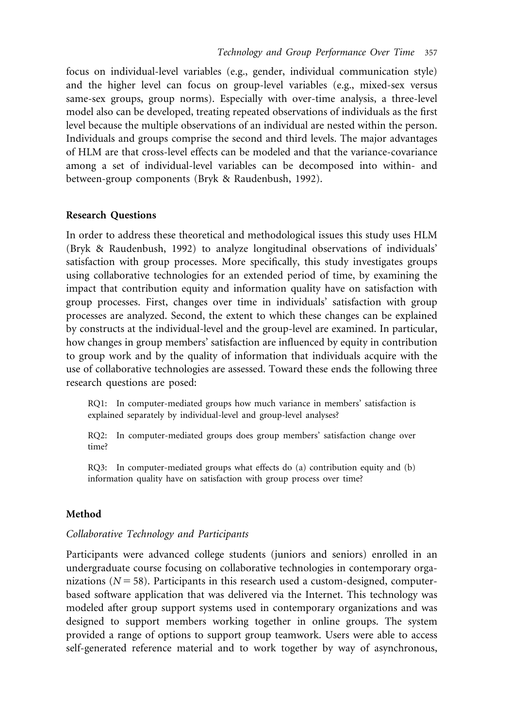focus on individual-level variables (e.g., gender, individual communication style) and the higher level can focus on group-level variables (e.g., mixed-sex versus same-sex groups, group norms). Especially with over-time analysis, a three-level model also can be developed, treating repeated observations of individuals as the first level because the multiple observations of an individual are nested within the person. Individuals and groups comprise the second and third levels. The major advantages of HLM are that cross-level effects can be modeled and that the variance-covariance among a set of individual-level variables can be decomposed into within- and between-group components (Bryk & Raudenbush, 1992).

## Research Questions

In order to address these theoretical and methodological issues this study uses HLM (Bryk & Raudenbush, 1992) to analyze longitudinal observations of individuals' satisfaction with group processes. More specifically, this study investigates groups using collaborative technologies for an extended period of time, by examining the impact that contribution equity and information quality have on satisfaction with group processes. First, changes over time in individuals' satisfaction with group processes are analyzed. Second, the extent to which these changes can be explained by constructs at the individual-level and the group-level are examined. In particular, how changes in group members' satisfaction are influenced by equity in contribution to group work and by the quality of information that individuals acquire with the use of collaborative technologies are assessed. Toward these ends the following three research questions are posed:

> RQ1: In computer-mediated groups how much variance in members' satisfaction is explained separately by individual-level and group-level analyses?
>
> RQ2: In computer-mediated groups does group members' satisfaction change over time?
>
> RQ3: In computer-mediated groups what effects do (a) contribution equity and (b) information quality have on satisfaction with group process over time?

## Method

### *Collaborative Technology and Participants*

Participants were advanced college students (juniors and seniors) enrolled in an undergraduate course focusing on collaborative technologies in contemporary organizations ($N = 58$). Participants in this research used a custom-designed, computer-based software application that was delivered via the Internet. This technology was modeled after group support systems used in contemporary organizations and was designed to support members working together in online groups. The system provided a range of options to support group teamwork. Users were able to access self-generated reference material and to work together by way of asynchronous,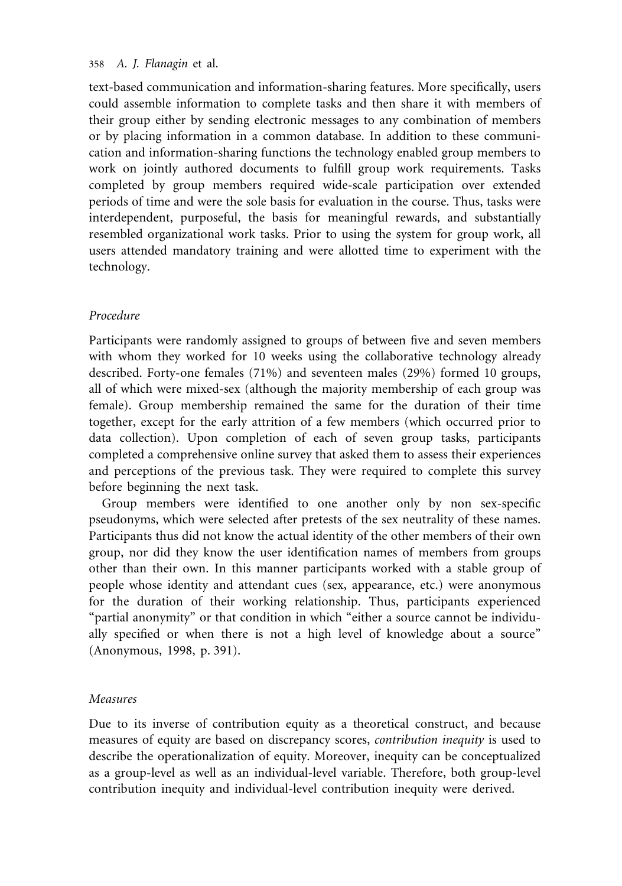text-based communication and information-sharing features. More specifically, users could assemble information to complete tasks and then share it with members of their group either by sending electronic messages to any combination of members or by placing information in a common database. In addition to these communication and information-sharing functions the technology enabled group members to work on jointly authored documents to fulfill group work requirements. Tasks completed by group members required wide-scale participation over extended periods of time and were the sole basis for evaluation in the course. Thus, tasks were interdependent, purposeful, the basis for meaningful rewards, and substantially resembled organizational work tasks. Prior to using the system for group work, all users attended mandatory training and were allotted time to experiment with the technology.

### *Procedure*

Participants were randomly assigned to groups of between five and seven members with whom they worked for 10 weeks using the collaborative technology already described. Forty-one females (71%) and seventeen males (29%) formed 10 groups, all of which were mixed-sex (although the majority membership of each group was female). Group membership remained the same for the duration of their time together, except for the early attrition of a few members (which occurred prior to data collection). Upon completion of each of seven group tasks, participants completed a comprehensive online survey that asked them to assess their experiences and perceptions of the previous task. They were required to complete this survey before beginning the next task.

Group members were identified to one another only by non sex-specific pseudonyms, which were selected after pretests of the sex neutrality of these names. Participants thus did not know the actual identity of the other members of their own group, nor did they know the user identification names of members from groups other than their own. In this manner participants worked with a stable group of people whose identity and attendant cues (sex, appearance, etc.) were anonymous for the duration of their working relationship. Thus, participants experienced "partial anonymity" or that condition in which "either a source cannot be individually specified or when there is not a high level of knowledge about a source" (Anonymous, 1998, p. 391).

### *Measures*

Due to its inverse of contribution equity as a theoretical construct, and because measures of equity are based on discrepancy scores, *contribution inequity* is used to describe the operationalization of equity. Moreover, inequity can be conceptualized as a group-level as well as an individual-level variable. Therefore, both group-level contribution inequity and individual-level contribution inequity were derived.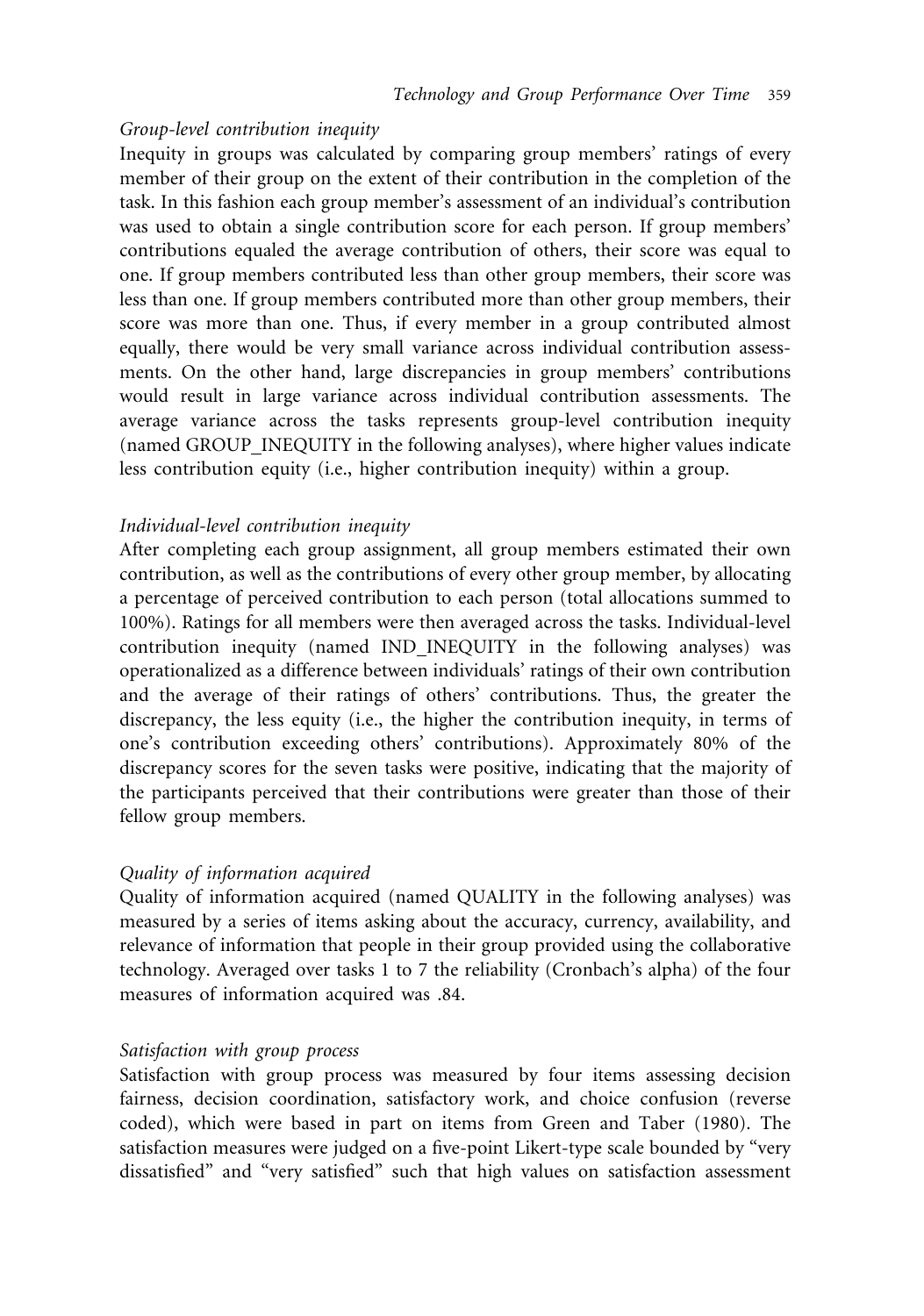*Group-level contribution inequity*

Inequity in groups was calculated by comparing group members' ratings of every member of their group on the extent of their contribution in the completion of the task. In this fashion each group member's assessment of an individual's contribution was used to obtain a single contribution score for each person. If group members' contributions equaled the average contribution of others, their score was equal to one. If group members contributed less than other group members, their score was less than one. If group members contributed more than other group members, their score was more than one. Thus, if every member in a group contributed almost equally, there would be very small variance across individual contribution assessments. On the other hand, large discrepancies in group members' contributions would result in large variance across individual contribution assessments. The average variance across the tasks represents group-level contribution inequity (named GROUP_INEQUITY in the following analyses), where higher values indicate less contribution equity (i.e., higher contribution inequity) within a group.

*Individual-level contribution inequity*

After completing each group assignment, all group members estimated their own contribution, as well as the contributions of every other group member, by allocating a percentage of perceived contribution to each person (total allocations summed to 100%). Ratings for all members were then averaged across the tasks. Individual-level contribution inequity (named IND_INEQUITY in the following analyses) was operationalized as a difference between individuals' ratings of their own contribution and the average of their ratings of others' contributions. Thus, the greater the discrepancy, the less equity (i.e., the higher the contribution inequity, in terms of one's contribution exceeding others' contributions). Approximately 80% of the discrepancy scores for the seven tasks were positive, indicating that the majority of the participants perceived that their contributions were greater than those of their fellow group members.

*Quality of information acquired*

Quality of information acquired (named QUALITY in the following analyses) was measured by a series of items asking about the accuracy, currency, availability, and relevance of information that people in their group provided using the collaborative technology. Averaged over tasks 1 to 7 the reliability (Cronbach's alpha) of the four measures of information acquired was .84.

*Satisfaction with group process*

Satisfaction with group process was measured by four items assessing decision fairness, decision coordination, satisfactory work, and choice confusion (reverse coded), which were based in part on items from Green and Taber (1980). The satisfaction measures were judged on a five-point Likert-type scale bounded by "very dissatisfied" and "very satisfied" such that high values on satisfaction assessment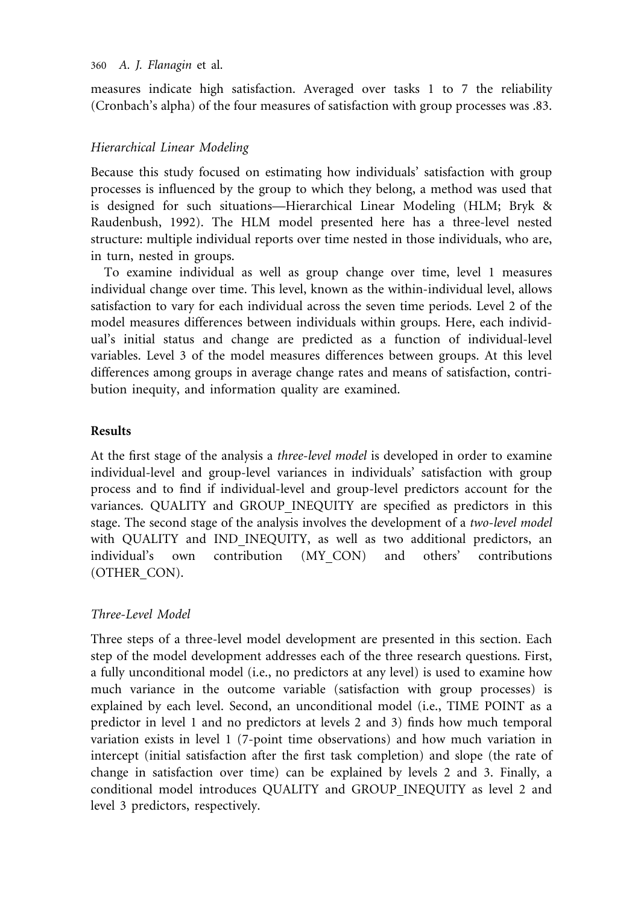measures indicate high satisfaction. Averaged over tasks 1 to 7 the reliability (Cronbach's alpha) of the four measures of satisfaction with group processes was .83.

### *Hierarchical Linear Modeling*

Because this study focused on estimating how individuals' satisfaction with group processes is influenced by the group to which they belong, a method was used that is designed for such situations—Hierarchical Linear Modeling (HLM; Bryk & Raudenbush, 1992). The HLM model presented here has a three-level nested structure: multiple individual reports over time nested in those individuals, who are, in turn, nested in groups.

To examine individual as well as group change over time, level 1 measures individual change over time. This level, known as the within-individual level, allows satisfaction to vary for each individual across the seven time periods. Level 2 of the model measures differences between individuals within groups. Here, each individual's initial status and change are predicted as a function of individual-level variables. Level 3 of the model measures differences between groups. At this level differences among groups in average change rates and means of satisfaction, contribution inequity, and information quality are examined.

## Results

At the first stage of the analysis a *three-level model* is developed in order to examine individual-level and group-level variances in individuals' satisfaction with group process and to find if individual-level and group-level predictors account for the variances. QUALITY and GROUP_INEQUITY are specified as predictors in this stage. The second stage of the analysis involves the development of a *two-level model* with QUALITY and IND_INEQUITY, as well as two additional predictors, an individual's own contribution (MY_CON) and others' contributions (OTHER_CON).

### *Three-Level Model*

Three steps of a three-level model development are presented in this section. Each step of the model development addresses each of the three research questions. First, a fully unconditional model (i.e., no predictors at any level) is used to examine how much variance in the outcome variable (satisfaction with group processes) is explained by each level. Second, an unconditional model (i.e., TIME POINT as a predictor in level 1 and no predictors at levels 2 and 3) finds how much temporal variation exists in level 1 (7-point time observations) and how much variation in intercept (initial satisfaction after the first task completion) and slope (the rate of change in satisfaction over time) can be explained by levels 2 and 3. Finally, a conditional model introduces QUALITY and GROUP_INEQUITY as level 2 and level 3 predictors, respectively.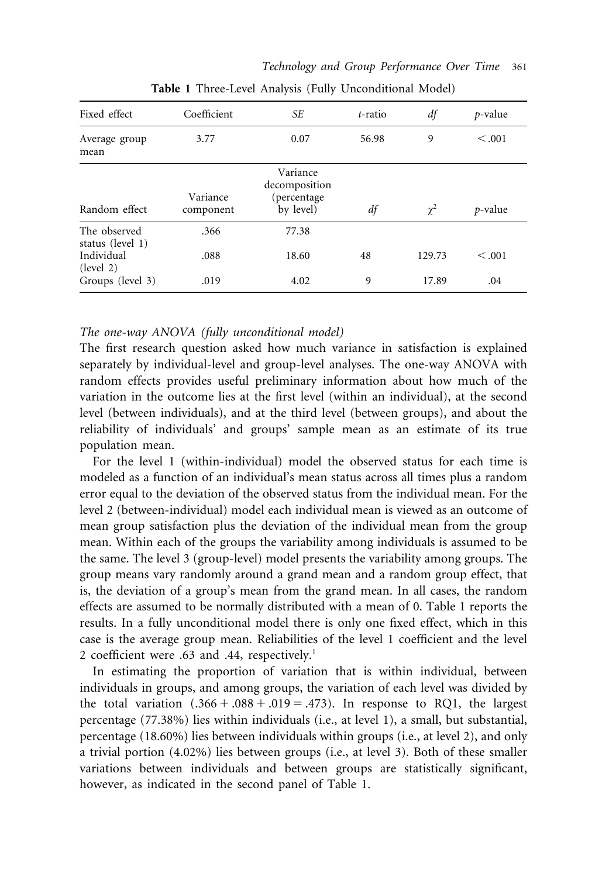**Table 1** Three-Level Analysis (Fully Unconditional Model)

| Fixed effect | Coefficient | *SE* | *t*-ratio | *df* | *p*-value |
|---|---|---|---|---|---|
| Average group mean | 3.77 | 0.07 | 56.98 | 9 | < .001 |
| **Random effect** | **Variance component** | **Variance decomposition (percentage by level)** | ***df*** | **$\chi^2$** | ***p*-value** |
| The observed status (level 1) | .366 | 77.38 | | | |
| Individual (level 2) | .088 | 18.60 | 48 | 129.73 | < .001 |
| Groups (level 3) | .019 | 4.02 | 9 | 17.89 | .04 |

*The one-way ANOVA (fully unconditional model)*

The first research question asked how much variance in satisfaction is explained separately by individual-level and group-level analyses. The one-way ANOVA with random effects provides useful preliminary information about how much of the variation in the outcome lies at the first level (within an individual), at the second level (between individuals), and at the third level (between groups), and about the reliability of individuals' and groups' sample mean as an estimate of its true population mean.

For the level 1 (within-individual) model the observed status for each time is modeled as a function of an individual's mean status across all times plus a random error equal to the deviation of the observed status from the individual mean. For the level 2 (between-individual) model each individual mean is viewed as an outcome of mean group satisfaction plus the deviation of the individual mean from the group mean. Within each of the groups the variability among individuals is assumed to be the same. The level 3 (group-level) model presents the variability among groups. The group means vary randomly around a grand mean and a random group effect, that is, the deviation of a group's mean from the grand mean. In all cases, the random effects are assumed to be normally distributed with a mean of 0. Table 1 reports the results. In a fully unconditional model there is only one fixed effect, which in this case is the average group mean. Reliabilities of the level 1 coefficient and the level 2 coefficient were .63 and .44, respectively.[1]

In estimating the proportion of variation that is within individual, between individuals in groups, and among groups, the variation of each level was divided by the total variation $(.366 + .088 + .019 = .473)$. In response to RQ1, the largest percentage (77.38%) lies within individuals (i.e., at level 1), a small, but substantial, percentage (18.60%) lies between individuals within groups (i.e., at level 2), and only a trivial portion (4.02%) lies between groups (i.e., at level 3). Both of these smaller variations between individuals and between groups are statistically significant, however, as indicated in the second panel of Table 1.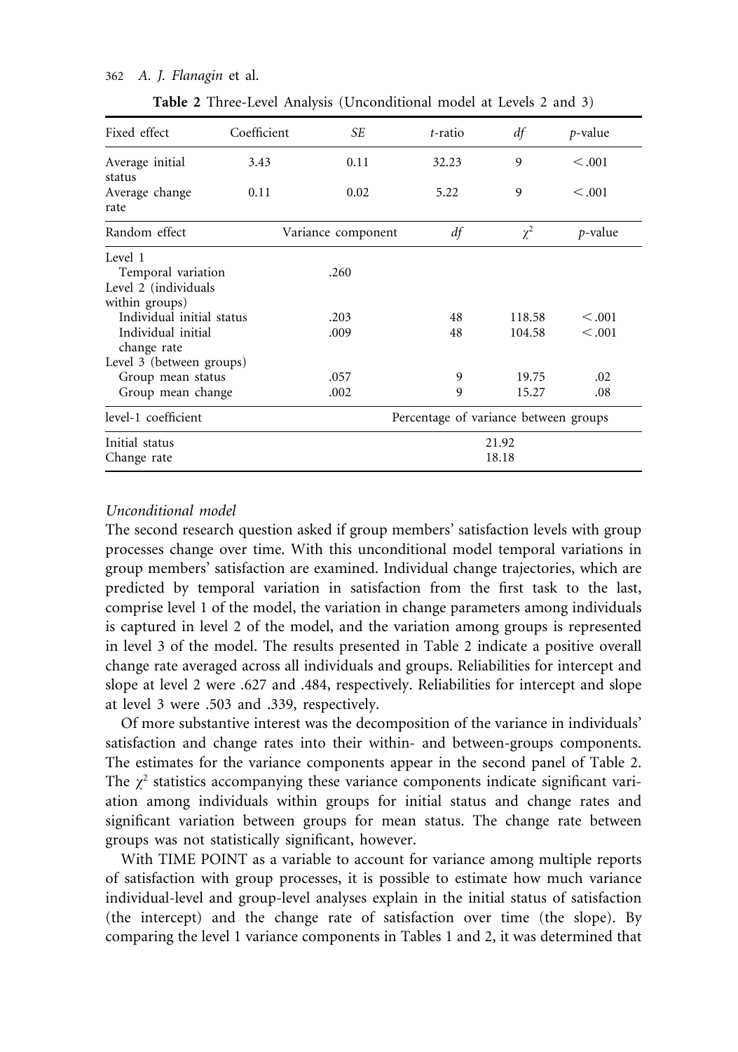**Table 2** Three-Level Analysis (Unconditional model at Levels 2 and 3)

| Fixed effect | Coefficient | *SE* | *t*-ratio | *df* | *p*-value |
|---|---|---|---|---|---|
| Average initial status | 3.43 | 0.11 | 32.23 | 9 | < .001 |
| Average change rate | 0.11 | 0.02 | 5.22 | 9 | < .001 |

| Random effect | Variance component | *df* | $\chi^2$ | *p*-value |
|---|---|---|---|---|
| Level 1 | | | | |
| Temporal variation | .260 | | | |
| Level 2 (individuals within groups) | | | | |
| Individual initial status | .203 | 48 | 118.58 | < .001 |
| Individual initial change rate | .009 | 48 | 104.58 | < .001 |
| Level 3 (between groups) | | | | |
| Group mean status | .057 | 9 | 19.75 | .02 |
| Group mean change | .002 | 9 | 15.27 | .08 |

| level-1 coefficient | Percentage of variance between groups |
|---|---|
| Initial status | 21.92 |
| Change rate | 18.18 |

*Unconditional model*

The second research question asked if group members' satisfaction levels with group processes change over time. With this unconditional model temporal variations in group members' satisfaction are examined. Individual change trajectories, which are predicted by temporal variation in satisfaction from the first task to the last, comprise level 1 of the model, the variation in change parameters among individuals is captured in level 2 of the model, and the variation among groups is represented in level 3 of the model. The results presented in Table 2 indicate a positive overall change rate averaged across all individuals and groups. Reliabilities for intercept and slope at level 2 were .627 and .484, respectively. Reliabilities for intercept and slope at level 3 were .503 and .339, respectively.

Of more substantive interest was the decomposition of the variance in individuals' satisfaction and change rates into their within- and between-groups components. The estimates for the variance components appear in the second panel of Table 2. The $\chi^2$ statistics accompanying these variance components indicate significant variation among individuals within groups for initial status and change rates and significant variation between groups for mean status. The change rate between groups was not statistically significant, however.

With TIME POINT as a variable to account for variance among multiple reports of satisfaction with group processes, it is possible to estimate how much variance individual-level and group-level analyses explain in the initial status of satisfaction (the intercept) and the change rate of satisfaction over time (the slope). By comparing the level 1 variance components in Tables 1 and 2, it was determined that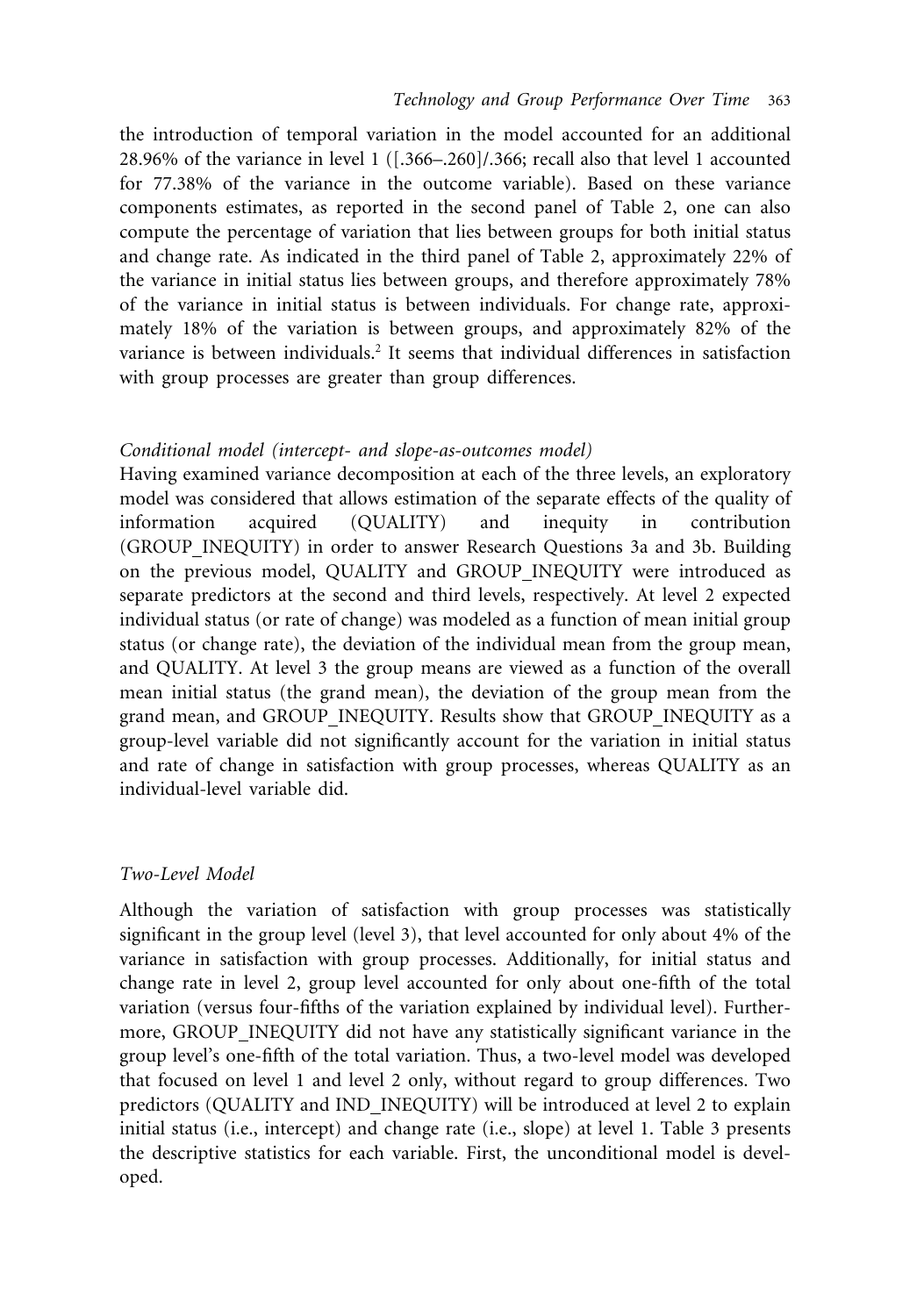the introduction of temporal variation in the model accounted for an additional 28.96% of the variance in level 1 ([.366–.260]/.366; recall also that level 1 accounted for 77.38% of the variance in the outcome variable). Based on these variance components estimates, as reported in the second panel of Table 2, one can also compute the percentage of variation that lies between groups for both initial status and change rate. As indicated in the third panel of Table 2, approximately 22% of the variance in initial status lies between groups, and therefore approximately 78% of the variance in initial status is between individuals. For change rate, approximately 18% of the variation is between groups, and approximately 82% of the variance is between individuals.[2] It seems that individual differences in satisfaction with group processes are greater than group differences.

### *Conditional model (intercept- and slope-as-outcomes model)*

Having examined variance decomposition at each of the three levels, an exploratory model was considered that allows estimation of the separate effects of the quality of information acquired (QUALITY) and inequity in contribution (GROUP_INEQUITY) in order to answer Research Questions 3a and 3b. Building on the previous model, QUALITY and GROUP_INEQUITY were introduced as separate predictors at the second and third levels, respectively. At level 2 expected individual status (or rate of change) was modeled as a function of mean initial group status (or change rate), the deviation of the individual mean from the group mean, and QUALITY. At level 3 the group means are viewed as a function of the overall mean initial status (the grand mean), the deviation of the group mean from the grand mean, and GROUP_INEQUITY. Results show that GROUP_INEQUITY as a group-level variable did not significantly account for the variation in initial status and rate of change in satisfaction with group processes, whereas QUALITY as an individual-level variable did.

### *Two-Level Model*

Although the variation of satisfaction with group processes was statistically significant in the group level (level 3), that level accounted for only about 4% of the variance in satisfaction with group processes. Additionally, for initial status and change rate in level 2, group level accounted for only about one-fifth of the total variation (versus four-fifths of the variation explained by individual level). Furthermore, GROUP_INEQUITY did not have any statistically significant variance in the group level's one-fifth of the total variation. Thus, a two-level model was developed that focused on level 1 and level 2 only, without regard to group differences. Two predictors (QUALITY and IND_INEQUITY) will be introduced at level 2 to explain initial status (i.e., intercept) and change rate (i.e., slope) at level 1. Table 3 presents the descriptive statistics for each variable. First, the unconditional model is developed.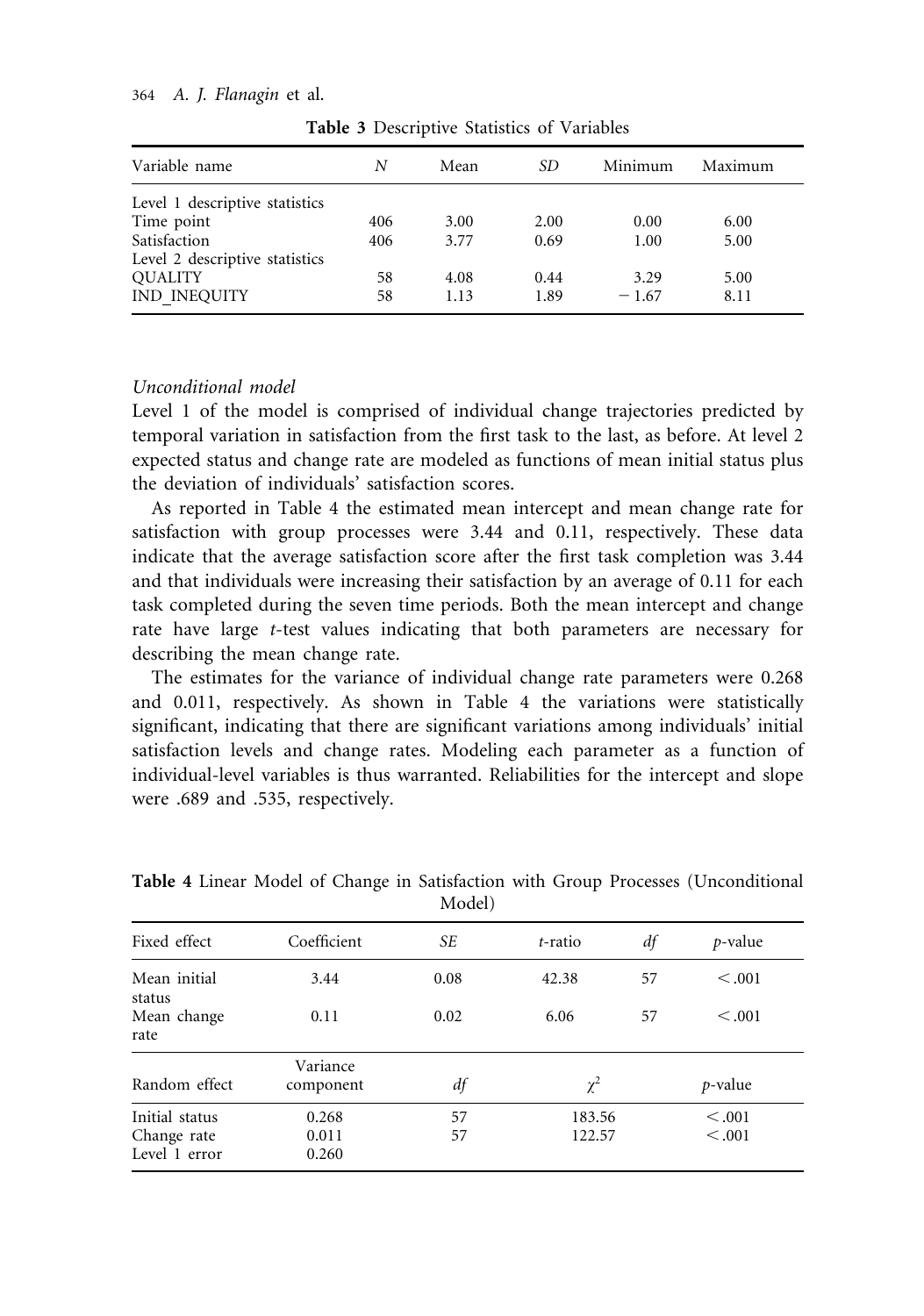**Table 3** Descriptive Statistics of Variables

| Variable name | $N$ | Mean | $SD$ | Minimum | Maximum |
|---|---|---|---|---|---|
| Level 1 descriptive statistics | | | | | |
| Time point | 406 | 3.00 | 2.00 | 0.00 | 6.00 |
| Satisfaction | 406 | 3.77 | 0.69 | 1.00 | 5.00 |
| Level 2 descriptive statistics | | | | | |
| QUALITY | 58 | 4.08 | 0.44 | 3.29 | 5.00 |
| IND_INEQUITY | 58 | 1.13 | 1.89 | −1.67 | 8.11 |

*Unconditional model*

Level 1 of the model is comprised of individual change trajectories predicted by temporal variation in satisfaction from the first task to the last, as before. At level 2 expected status and change rate are modeled as functions of mean initial status plus the deviation of individuals' satisfaction scores.

As reported in Table 4 the estimated mean intercept and mean change rate for satisfaction with group processes were 3.44 and 0.11, respectively. These data indicate that the average satisfaction score after the first task completion was 3.44 and that individuals were increasing their satisfaction by an average of 0.11 for each task completed during the seven time periods. Both the mean intercept and change rate have large *t*-test values indicating that both parameters are necessary for describing the mean change rate.

The estimates for the variance of individual change rate parameters were 0.268 and 0.011, respectively. As shown in Table 4 the variations were statistically significant, indicating that there are significant variations among individuals' initial satisfaction levels and change rates. Modeling each parameter as a function of individual-level variables is thus warranted. Reliabilities for the intercept and slope were .689 and .535, respectively.

**Table 4** Linear Model of Change in Satisfaction with Group Processes (Unconditional Model)

| Fixed effect | Coefficient | $SE$ | $t$-ratio | $df$ | $p$-value |
|---|---|---|---|---|---|
| Mean initial status | 3.44 | 0.08 | 42.38 | 57 | $< .001$ |
| Mean change rate | 0.11 | 0.02 | 6.06 | 57 | $< .001$ |
| **Random effect** | **Variance component** | $df$ | $\chi^2$ | | $p$-value |
| Initial status | 0.268 | 57 | 183.56 | | $< .001$ |
| Change rate | 0.011 | 57 | 122.57 | | $< .001$ |
| Level 1 error | 0.260 | | | | |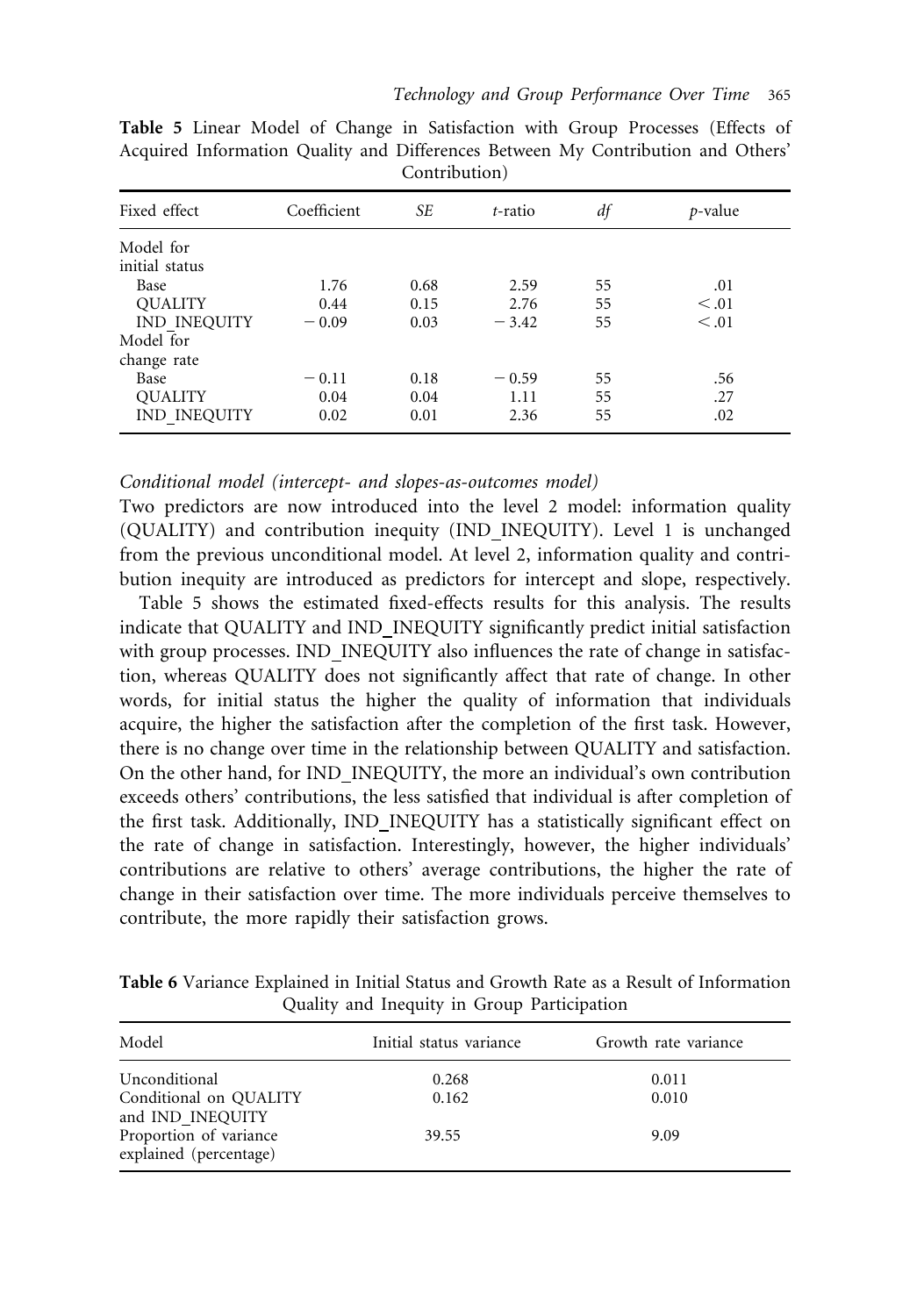**Table 5** Linear Model of Change in Satisfaction with Group Processes (Effects of Acquired Information Quality and Differences Between My Contribution and Others' Contribution)

| Fixed effect | Coefficient | *SE* | *t*-ratio | *df* | *p*-value |
|---|---|---|---|---|---|
| Model for initial status | | | | | |
| Base | 1.76 | 0.68 | 2.59 | 55 | .01 |
| QUALITY | 0.44 | 0.15 | 2.76 | 55 | < .01 |
| IND_INEQUITY | − 0.09 | 0.03 | − 3.42 | 55 | < .01 |
| Model for change rate | | | | | |
| Base | − 0.11 | 0.18 | − 0.59 | 55 | .56 |
| QUALITY | 0.04 | 0.04 | 1.11 | 55 | .27 |
| IND_INEQUITY | 0.02 | 0.01 | 2.36 | 55 | .02 |

*Conditional model (intercept- and slopes-as-outcomes model)*

Two predictors are now introduced into the level 2 model: information quality (QUALITY) and contribution inequity (IND_INEQUITY). Level 1 is unchanged from the previous unconditional model. At level 2, information quality and contribution inequity are introduced as predictors for intercept and slope, respectively.

Table 5 shows the estimated fixed-effects results for this analysis. The results indicate that QUALITY and IND_INEQUITY significantly predict initial satisfaction with group processes. IND_INEQUITY also influences the rate of change in satisfaction, whereas QUALITY does not significantly affect that rate of change. In other words, for initial status the higher the quality of information that individuals acquire, the higher the satisfaction after the completion of the first task. However, there is no change over time in the relationship between QUALITY and satisfaction. On the other hand, for IND_INEQUITY, the more an individual's own contribution exceeds others' contributions, the less satisfied that individual is after completion of the first task. Additionally, IND_INEQUITY has a statistically significant effect on the rate of change in satisfaction. Interestingly, however, the higher individuals' contributions are relative to others' average contributions, the higher the rate of change in their satisfaction over time. The more individuals perceive themselves to contribute, the more rapidly their satisfaction grows.

**Table 6** Variance Explained in Initial Status and Growth Rate as a Result of Information Quality and Inequity in Group Participation

| Model | Initial status variance | Growth rate variance |
|---|---|---|
| Unconditional | 0.268 | 0.011 |
| Conditional on QUALITY and IND_INEQUITY | 0.162 | 0.010 |
| Proportion of variance explained (percentage) | 39.55 | 9.09 |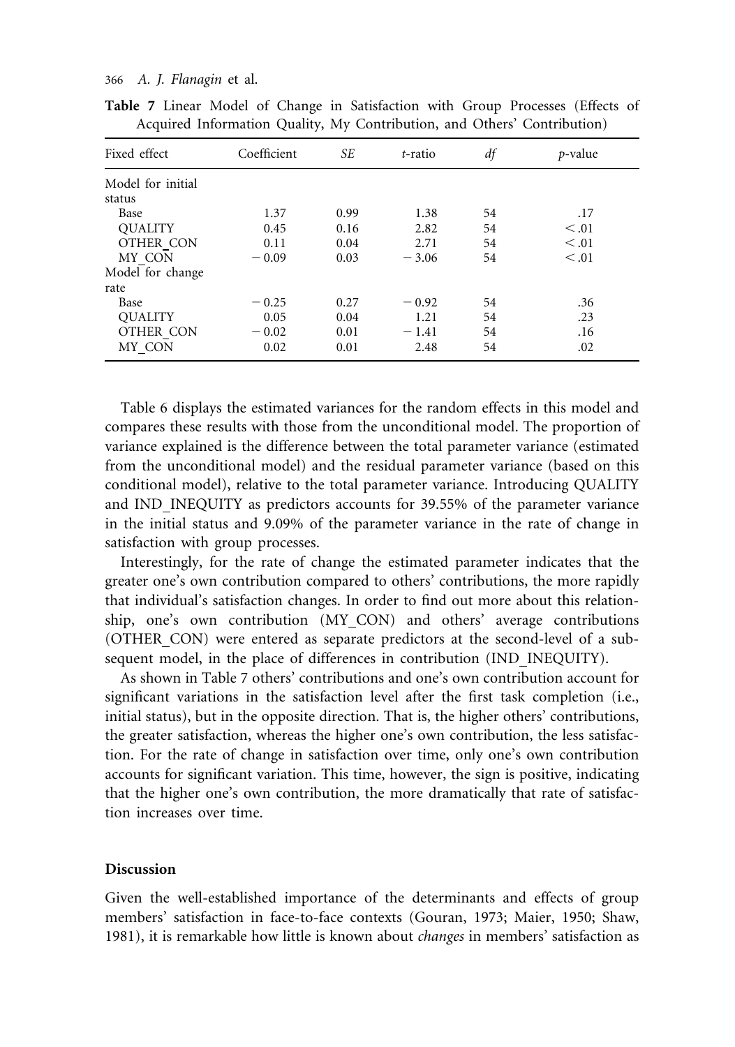**Table 7** Linear Model of Change in Satisfaction with Group Processes (Effects of Acquired Information Quality, My Contribution, and Others' Contribution)

| Fixed effect | Coefficient | SE | t-ratio | df | p-value |
|---|---|---|---|---|---|
| Model for initial status | | | | | |
| Base | 1.37 | 0.99 | 1.38 | 54 | .17 |
| QUALITY | 0.45 | 0.16 | 2.82 | 54 | < .01 |
| OTHER_CON | 0.11 | 0.04 | 2.71 | 54 | < .01 |
| MY_CON | − 0.09 | 0.03 | − 3.06 | 54 | < .01 |
| Model for change rate | | | | | |
| Base | − 0.25 | 0.27 | − 0.92 | 54 | .36 |
| QUALITY | 0.05 | 0.04 | 1.21 | 54 | .23 |
| OTHER_CON | − 0.02 | 0.01 | − 1.41 | 54 | .16 |
| MY_CON | 0.02 | 0.01 | 2.48 | 54 | .02 |

Table 6 displays the estimated variances for the random effects in this model and compares these results with those from the unconditional model. The proportion of variance explained is the difference between the total parameter variance (estimated from the unconditional model) and the residual parameter variance (based on this conditional model), relative to the total parameter variance. Introducing QUALITY and IND_INEQUITY as predictors accounts for 39.55% of the parameter variance in the initial status and 9.09% of the parameter variance in the rate of change in satisfaction with group processes.

Interestingly, for the rate of change the estimated parameter indicates that the greater one's own contribution compared to others' contributions, the more rapidly that individual's satisfaction changes. In order to find out more about this relationship, one's own contribution (MY_CON) and others' average contributions (OTHER_CON) were entered as separate predictors at the second-level of a subsequent model, in the place of differences in contribution (IND_INEQUITY).

As shown in Table 7 others' contributions and one's own contribution account for significant variations in the satisfaction level after the first task completion (i.e., initial status), but in the opposite direction. That is, the higher others' contributions, the greater satisfaction, whereas the higher one's own contribution, the less satisfaction. For the rate of change in satisfaction over time, only one's own contribution accounts for significant variation. This time, however, the sign is positive, indicating that the higher one's own contribution, the more dramatically that rate of satisfaction increases over time.

## Discussion

Given the well-established importance of the determinants and effects of group members' satisfaction in face-to-face contexts (Gouran, 1973; Maier, 1950; Shaw, 1981), it is remarkable how little is known about *changes* in members' satisfaction as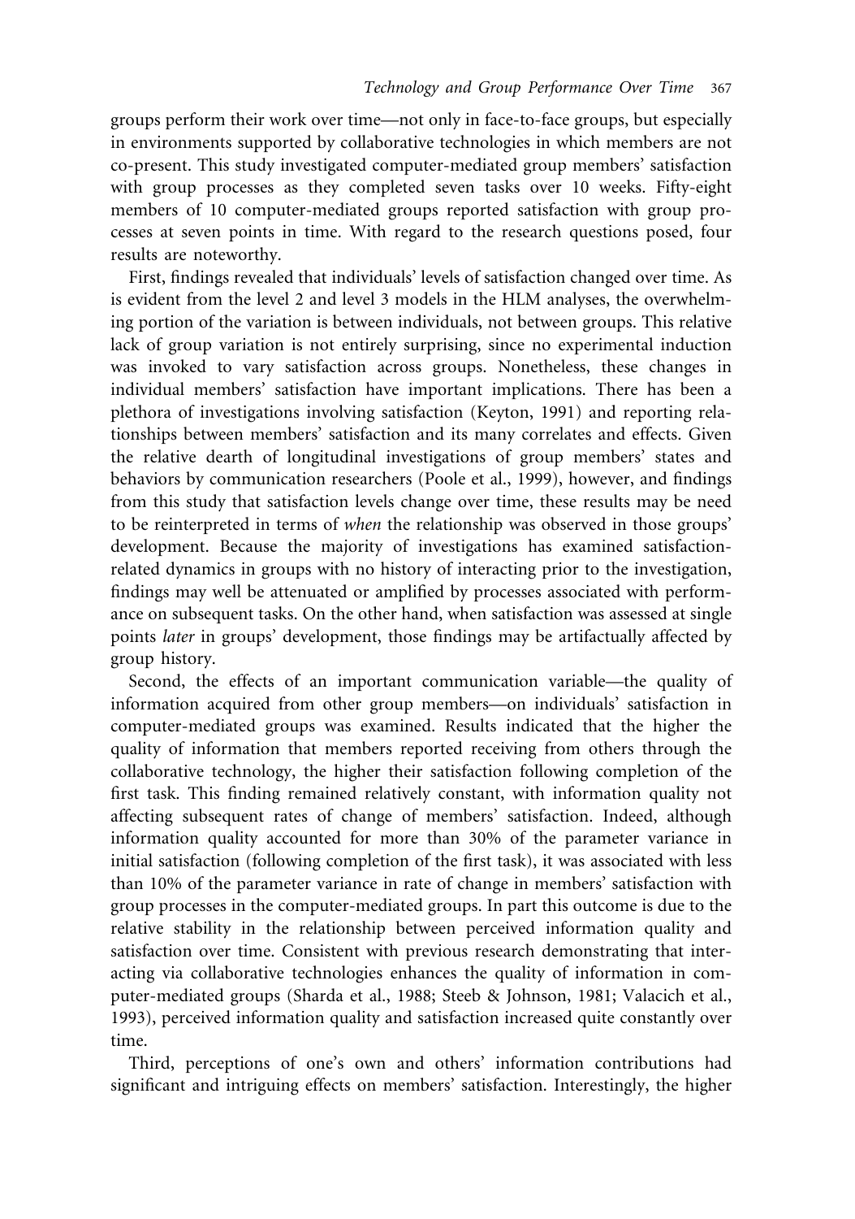groups perform their work over time—not only in face-to-face groups, but especially in environments supported by collaborative technologies in which members are not co-present. This study investigated computer-mediated group members' satisfaction with group processes as they completed seven tasks over 10 weeks. Fifty-eight members of 10 computer-mediated groups reported satisfaction with group processes at seven points in time. With regard to the research questions posed, four results are noteworthy.

First, findings revealed that individuals' levels of satisfaction changed over time. As is evident from the level 2 and level 3 models in the HLM analyses, the overwhelming portion of the variation is between individuals, not between groups. This relative lack of group variation is not entirely surprising, since no experimental induction was invoked to vary satisfaction across groups. Nonetheless, these changes in individual members' satisfaction have important implications. There has been a plethora of investigations involving satisfaction (Keyton, 1991) and reporting relationships between members' satisfaction and its many correlates and effects. Given the relative dearth of longitudinal investigations of group members' states and behaviors by communication researchers (Poole et al., 1999), however, and findings from this study that satisfaction levels change over time, these results may be need to be reinterpreted in terms of *when* the relationship was observed in those groups' development. Because the majority of investigations has examined satisfaction-related dynamics in groups with no history of interacting prior to the investigation, findings may well be attenuated or amplified by processes associated with performance on subsequent tasks. On the other hand, when satisfaction was assessed at single points *later* in groups' development, those findings may be artifactually affected by group history.

Second, the effects of an important communication variable—the quality of information acquired from other group members—on individuals' satisfaction in computer-mediated groups was examined. Results indicated that the higher the quality of information that members reported receiving from others through the collaborative technology, the higher their satisfaction following completion of the first task. This finding remained relatively constant, with information quality not affecting subsequent rates of change of members' satisfaction. Indeed, although information quality accounted for more than 30% of the parameter variance in initial satisfaction (following completion of the first task), it was associated with less than 10% of the parameter variance in rate of change in members' satisfaction with group processes in the computer-mediated groups. In part this outcome is due to the relative stability in the relationship between perceived information quality and satisfaction over time. Consistent with previous research demonstrating that interacting via collaborative technologies enhances the quality of information in computer-mediated groups (Sharda et al., 1988; Steeb & Johnson, 1981; Valacich et al., 1993), perceived information quality and satisfaction increased quite constantly over time.

Third, perceptions of one's own and others' information contributions had significant and intriguing effects on members' satisfaction. Interestingly, the higher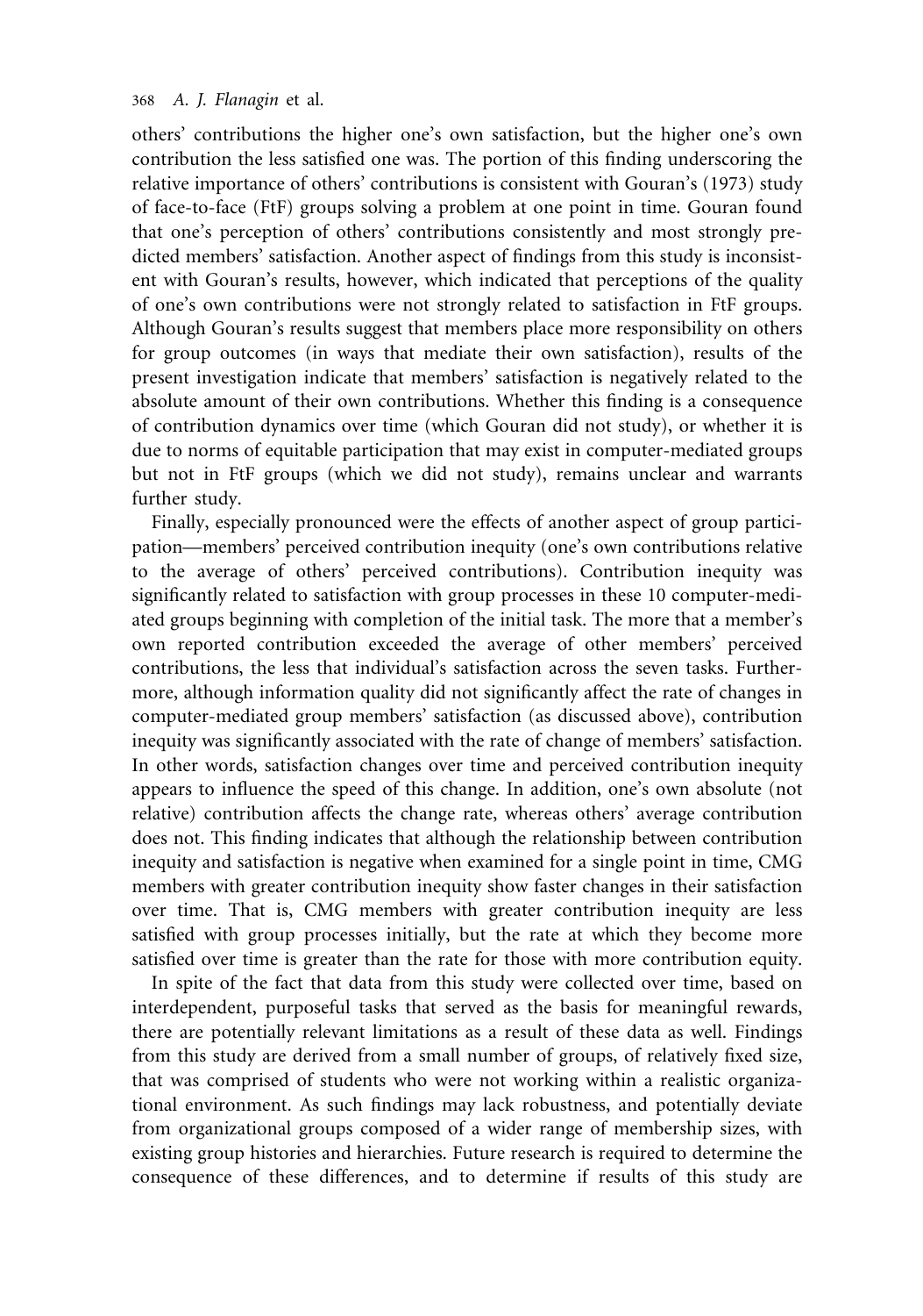others' contributions the higher one's own satisfaction, but the higher one's own contribution the less satisfied one was. The portion of this finding underscoring the relative importance of others' contributions is consistent with Gouran's (1973) study of face-to-face (FtF) groups solving a problem at one point in time. Gouran found that one's perception of others' contributions consistently and most strongly predicted members' satisfaction. Another aspect of findings from this study is inconsistent with Gouran's results, however, which indicated that perceptions of the quality of one's own contributions were not strongly related to satisfaction in FtF groups. Although Gouran's results suggest that members place more responsibility on others for group outcomes (in ways that mediate their own satisfaction), results of the present investigation indicate that members' satisfaction is negatively related to the absolute amount of their own contributions. Whether this finding is a consequence of contribution dynamics over time (which Gouran did not study), or whether it is due to norms of equitable participation that may exist in computer-mediated groups but not in FtF groups (which we did not study), remains unclear and warrants further study.

Finally, especially pronounced were the effects of another aspect of group participation—members' perceived contribution inequity (one's own contributions relative to the average of others' perceived contributions). Contribution inequity was significantly related to satisfaction with group processes in these 10 computer-mediated groups beginning with completion of the initial task. The more that a member's own reported contribution exceeded the average of other members' perceived contributions, the less that individual's satisfaction across the seven tasks. Furthermore, although information quality did not significantly affect the rate of changes in computer-mediated group members' satisfaction (as discussed above), contribution inequity was significantly associated with the rate of change of members' satisfaction. In other words, satisfaction changes over time and perceived contribution inequity appears to influence the speed of this change. In addition, one's own absolute (not relative) contribution affects the change rate, whereas others' average contribution does not. This finding indicates that although the relationship between contribution inequity and satisfaction is negative when examined for a single point in time, CMG members with greater contribution inequity show faster changes in their satisfaction over time. That is, CMG members with greater contribution inequity are less satisfied with group processes initially, but the rate at which they become more satisfied over time is greater than the rate for those with more contribution equity.

In spite of the fact that data from this study were collected over time, based on interdependent, purposeful tasks that served as the basis for meaningful rewards, there are potentially relevant limitations as a result of these data as well. Findings from this study are derived from a small number of groups, of relatively fixed size, that was comprised of students who were not working within a realistic organizational environment. As such findings may lack robustness, and potentially deviate from organizational groups composed of a wider range of membership sizes, with existing group histories and hierarchies. Future research is required to determine the consequence of these differences, and to determine if results of this study are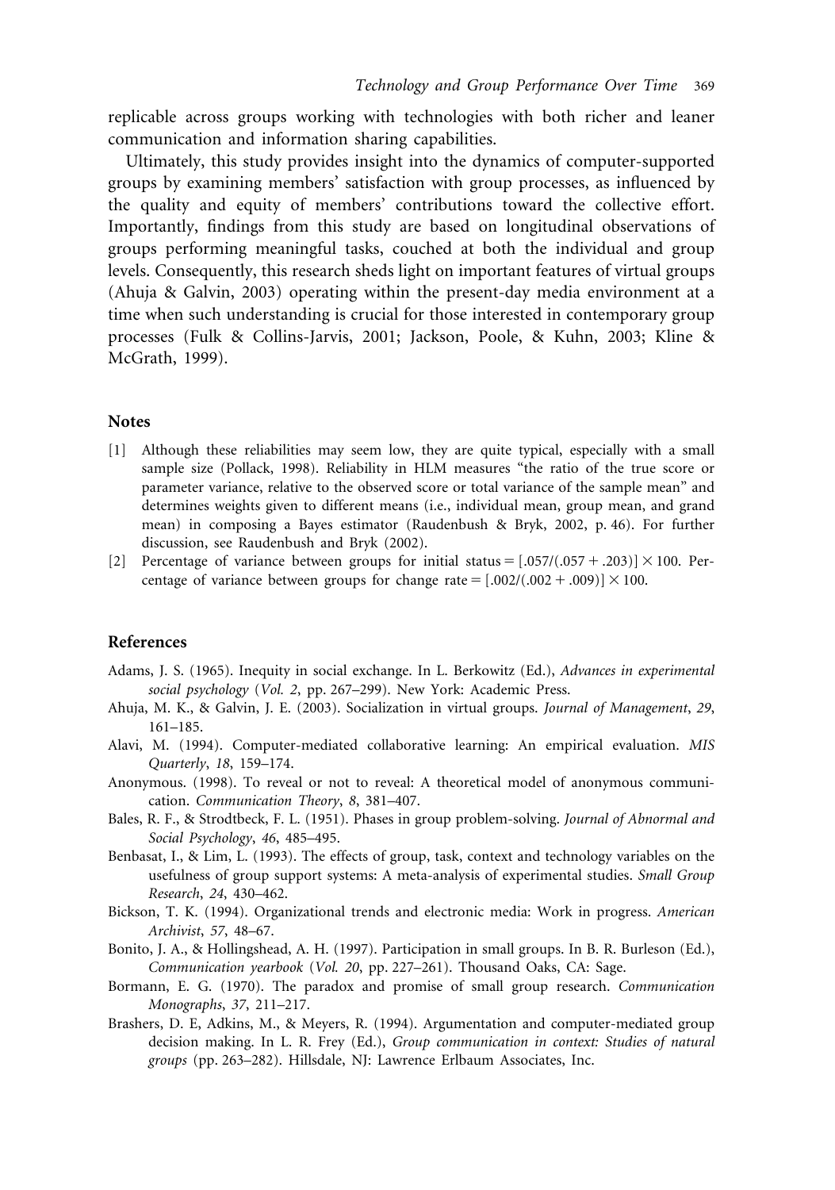replicable across groups working with technologies with both richer and leaner communication and information sharing capabilities.

Ultimately, this study provides insight into the dynamics of computer-supported groups by examining members' satisfaction with group processes, as influenced by the quality and equity of members' contributions toward the collective effort. Importantly, findings from this study are based on longitudinal observations of groups performing meaningful tasks, couched at both the individual and group levels. Consequently, this research sheds light on important features of virtual groups (Ahuja & Galvin, 2003) operating within the present-day media environment at a time when such understanding is crucial for those interested in contemporary group processes (Fulk & Collins-Jarvis, 2001; Jackson, Poole, & Kuhn, 2003; Kline & McGrath, 1999).

## Notes

[1] Although these reliabilities may seem low, they are quite typical, especially with a small sample size (Pollack, 1998). Reliability in HLM measures "the ratio of the true score or parameter variance, relative to the observed score or total variance of the sample mean" and determines weights given to different means (i.e., individual mean, group mean, and grand mean) in composing a Bayes estimator (Raudenbush & Bryk, 2002, p. 46). For further discussion, see Raudenbush and Bryk (2002).

[2] Percentage of variance between groups for initial status = $[.057/(.057 + .203)] \times 100$. Percentage of variance between groups for change rate = $[.002/(.002 + .009)] \times 100$.

## References

Adams, J. S. (1965). Inequity in social exchange. In L. Berkowitz (Ed.), *Advances in experimental social psychology* (*Vol. 2*, pp. 267–299). New York: Academic Press.

Ahuja, M. K., & Galvin, J. E. (2003). Socialization in virtual groups. *Journal of Management*, *29*, 161–185.

Alavi, M. (1994). Computer-mediated collaborative learning: An empirical evaluation. *MIS Quarterly*, *18*, 159–174.

Anonymous. (1998). To reveal or not to reveal: A theoretical model of anonymous communication. *Communication Theory*, *8*, 381–407.

Bales, R. F., & Strodtbeck, F. L. (1951). Phases in group problem-solving. *Journal of Abnormal and Social Psychology*, *46*, 485–495.

Benbasat, I., & Lim, L. (1993). The effects of group, task, context and technology variables on the usefulness of group support systems: A meta-analysis of experimental studies. *Small Group Research*, *24*, 430–462.

Bickson, T. K. (1994). Organizational trends and electronic media: Work in progress. *American Archivist*, *57*, 48–67.

Bonito, J. A., & Hollingshead, A. H. (1997). Participation in small groups. In B. R. Burleson (Ed.), *Communication yearbook* (*Vol. 20*, pp. 227–261). Thousand Oaks, CA: Sage.

Bormann, E. G. (1970). The paradox and promise of small group research. *Communication Monographs*, *37*, 211–217.

Brashers, D. E, Adkins, M., & Meyers, R. (1994). Argumentation and computer-mediated group decision making. In L. R. Frey (Ed.), *Group communication in context: Studies of natural groups* (pp. 263–282). Hillsdale, NJ: Lawrence Erlbaum Associates, Inc.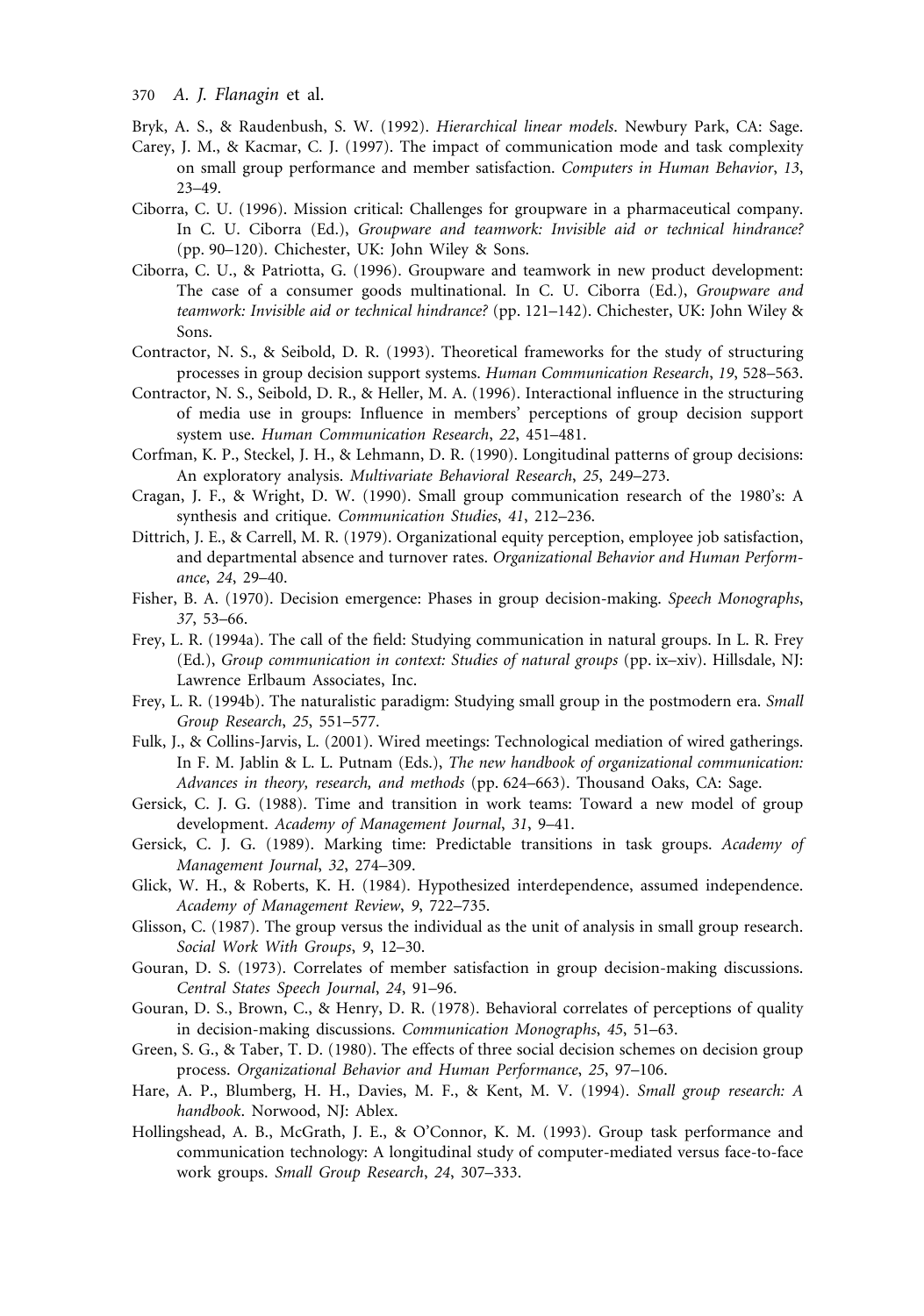Bryk, A. S., & Raudenbush, S. W. (1992). *Hierarchical linear models*. Newbury Park, CA: Sage.

Carey, J. M., & Kacmar, C. J. (1997). The impact of communication mode and task complexity on small group performance and member satisfaction. *Computers in Human Behavior*, *13*, 23–49.

Ciborra, C. U. (1996). Mission critical: Challenges for groupware in a pharmaceutical company. In C. U. Ciborra (Ed.), *Groupware and teamwork: Invisible aid or technical hindrance?* (pp. 90–120). Chichester, UK: John Wiley & Sons.

Ciborra, C. U., & Patriotta, G. (1996). Groupware and teamwork in new product development: The case of a consumer goods multinational. In C. U. Ciborra (Ed.), *Groupware and teamwork: Invisible aid or technical hindrance?* (pp. 121–142). Chichester, UK: John Wiley & Sons.

Contractor, N. S., & Seibold, D. R. (1993). Theoretical frameworks for the study of structuring processes in group decision support systems. *Human Communication Research*, *19*, 528–563.

Contractor, N. S., Seibold, D. R., & Heller, M. A. (1996). Interactional influence in the structuring of media use in groups: Influence in members' perceptions of group decision support system use. *Human Communication Research*, *22*, 451–481.

Corfman, K. P., Steckel, J. H., & Lehmann, D. R. (1990). Longitudinal patterns of group decisions: An exploratory analysis. *Multivariate Behavioral Research*, *25*, 249–273.

Cragan, J. F., & Wright, D. W. (1990). Small group communication research of the 1980's: A synthesis and critique. *Communication Studies*, *41*, 212–236.

Dittrich, J. E., & Carrell, M. R. (1979). Organizational equity perception, employee job satisfaction, and departmental absence and turnover rates. *Organizational Behavior and Human Performance*, *24*, 29–40.

Fisher, B. A. (1970). Decision emergence: Phases in group decision-making. *Speech Monographs*, *37*, 53–66.

Frey, L. R. (1994a). The call of the field: Studying communication in natural groups. In L. R. Frey (Ed.), *Group communication in context: Studies of natural groups* (pp. ix–xiv). Hillsdale, NJ: Lawrence Erlbaum Associates, Inc.

Frey, L. R. (1994b). The naturalistic paradigm: Studying small group in the postmodern era. *Small Group Research*, *25*, 551–577.

Fulk, J., & Collins-Jarvis, L. (2001). Wired meetings: Technological mediation of wired gatherings. In F. M. Jablin & L. L. Putnam (Eds.), *The new handbook of organizational communication: Advances in theory, research, and methods* (pp. 624–663). Thousand Oaks, CA: Sage.

Gersick, C. J. G. (1988). Time and transition in work teams: Toward a new model of group development. *Academy of Management Journal*, *31*, 9–41.

Gersick, C. J. G. (1989). Marking time: Predictable transitions in task groups. *Academy of Management Journal*, *32*, 274–309.

Glick, W. H., & Roberts, K. H. (1984). Hypothesized interdependence, assumed independence. *Academy of Management Review*, *9*, 722–735.

Glisson, C. (1987). The group versus the individual as the unit of analysis in small group research. *Social Work With Groups*, *9*, 12–30.

Gouran, D. S. (1973). Correlates of member satisfaction in group decision-making discussions. *Central States Speech Journal*, *24*, 91–96.

Gouran, D. S., Brown, C., & Henry, D. R. (1978). Behavioral correlates of perceptions of quality in decision-making discussions. *Communication Monographs*, *45*, 51–63.

Green, S. G., & Taber, T. D. (1980). The effects of three social decision schemes on decision group process. *Organizational Behavior and Human Performance*, *25*, 97–106.

Hare, A. P., Blumberg, H. H., Davies, M. F., & Kent, M. V. (1994). *Small group research: A handbook*. Norwood, NJ: Ablex.

Hollingshead, A. B., McGrath, J. E., & O'Connor, K. M. (1993). Group task performance and communication technology: A longitudinal study of computer-mediated versus face-to-face work groups. *Small Group Research*, *24*, 307–333.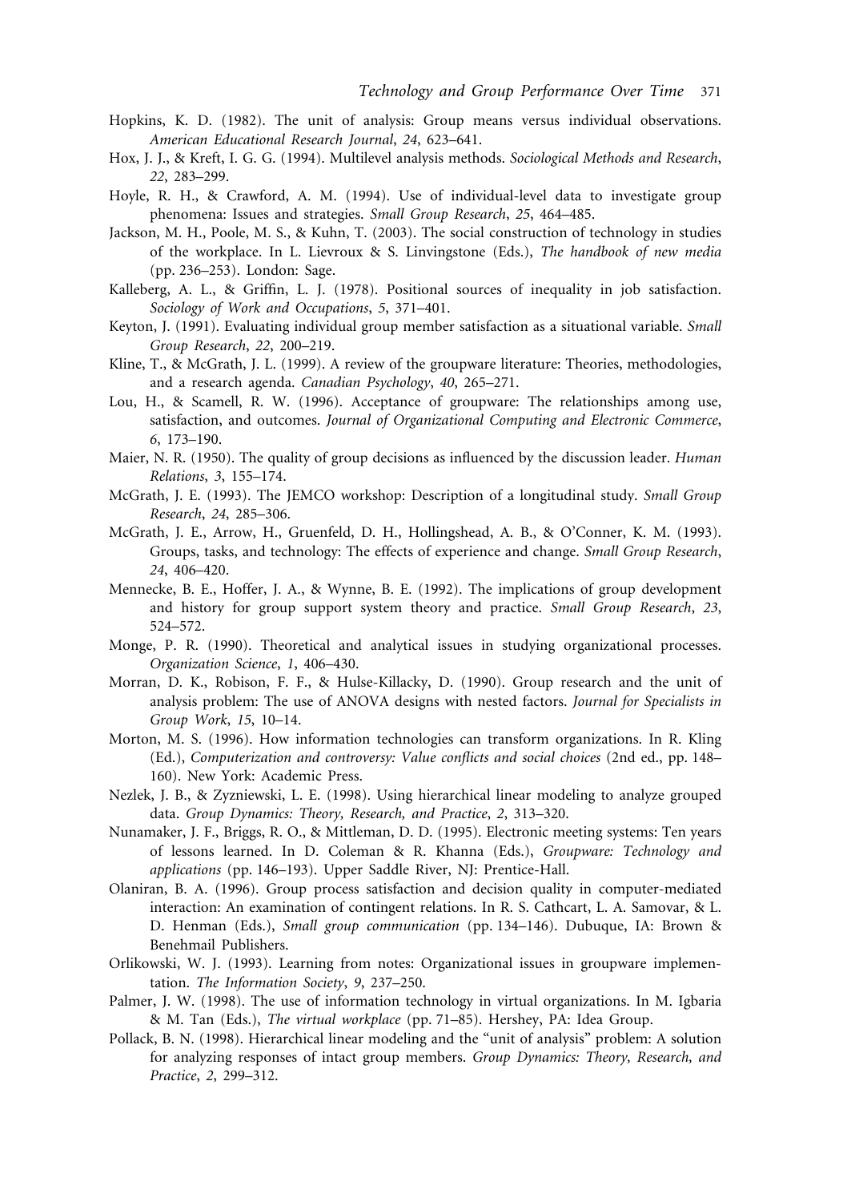Hopkins, K. D. (1982). The unit of analysis: Group means versus individual observations. *American Educational Research Journal*, *24*, 623–641.

Hox, J. J., & Kreft, I. G. G. (1994). Multilevel analysis methods. *Sociological Methods and Research*, *22*, 283–299.

Hoyle, R. H., & Crawford, A. M. (1994). Use of individual-level data to investigate group phenomena: Issues and strategies. *Small Group Research*, *25*, 464–485.

Jackson, M. H., Poole, M. S., & Kuhn, T. (2003). The social construction of technology in studies of the workplace. In L. Lievroux & S. Linvingstone (Eds.), *The handbook of new media* (pp. 236–253). London: Sage.

Kalleberg, A. L., & Griffin, L. J. (1978). Positional sources of inequality in job satisfaction. *Sociology of Work and Occupations*, *5*, 371–401.

Keyton, J. (1991). Evaluating individual group member satisfaction as a situational variable. *Small Group Research*, *22*, 200–219.

Kline, T., & McGrath, J. L. (1999). A review of the groupware literature: Theories, methodologies, and a research agenda. *Canadian Psychology*, *40*, 265–271.

Lou, H., & Scamell, R. W. (1996). Acceptance of groupware: The relationships among use, satisfaction, and outcomes. *Journal of Organizational Computing and Electronic Commerce*, *6*, 173–190.

Maier, N. R. (1950). The quality of group decisions as influenced by the discussion leader. *Human Relations*, *3*, 155–174.

McGrath, J. E. (1993). The JEMCO workshop: Description of a longitudinal study. *Small Group Research*, *24*, 285–306.

McGrath, J. E., Arrow, H., Gruenfeld, D. H., Hollingshead, A. B., & O'Conner, K. M. (1993). Groups, tasks, and technology: The effects of experience and change. *Small Group Research*, *24*, 406–420.

Mennecke, B. E., Hoffer, J. A., & Wynne, B. E. (1992). The implications of group development and history for group support system theory and practice. *Small Group Research*, *23*, 524–572.

Monge, P. R. (1990). Theoretical and analytical issues in studying organizational processes. *Organization Science*, *1*, 406–430.

Morran, D. K., Robison, F. F., & Hulse-Killacky, D. (1990). Group research and the unit of analysis problem: The use of ANOVA designs with nested factors. *Journal for Specialists in Group Work*, *15*, 10–14.

Morton, M. S. (1996). How information technologies can transform organizations. In R. Kling (Ed.), *Computerization and controversy: Value conflicts and social choices* (2nd ed., pp. 148–160). New York: Academic Press.

Nezlek, J. B., & Zyzniewski, L. E. (1998). Using hierarchical linear modeling to analyze grouped data. *Group Dynamics: Theory, Research, and Practice*, *2*, 313–320.

Nunamaker, J. F., Briggs, R. O., & Mittleman, D. D. (1995). Electronic meeting systems: Ten years of lessons learned. In D. Coleman & R. Khanna (Eds.), *Groupware: Technology and applications* (pp. 146–193). Upper Saddle River, NJ: Prentice-Hall.

Olaniran, B. A. (1996). Group process satisfaction and decision quality in computer-mediated interaction: An examination of contingent relations. In R. S. Cathcart, L. A. Samovar, & L. D. Henman (Eds.), *Small group communication* (pp. 134–146). Dubuque, IA: Brown & Benehmail Publishers.

Orlikowski, W. J. (1993). Learning from notes: Organizational issues in groupware implementation. *The Information Society*, *9*, 237–250.

Palmer, J. W. (1998). The use of information technology in virtual organizations. In M. Igbaria & M. Tan (Eds.), *The virtual workplace* (pp. 71–85). Hershey, PA: Idea Group.

Pollack, B. N. (1998). Hierarchical linear modeling and the "unit of analysis" problem: A solution for analyzing responses of intact group members. *Group Dynamics: Theory, Research, and Practice*, *2*, 299–312.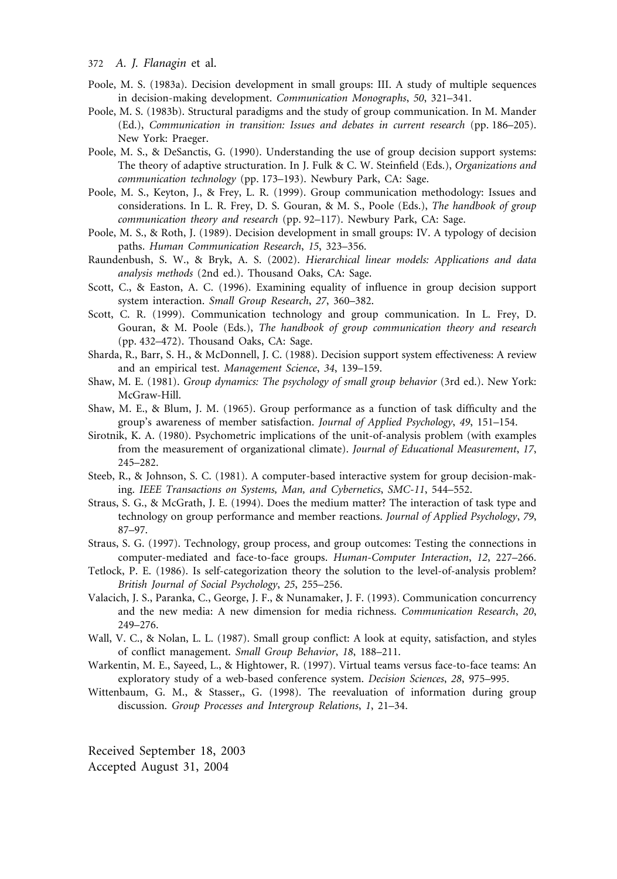Poole, M. S. (1983a). Decision development in small groups: III. A study of multiple sequences in decision-making development. *Communication Monographs*, *50*, 321–341.

Poole, M. S. (1983b). Structural paradigms and the study of group communication. In M. Mander (Ed.), *Communication in transition: Issues and debates in current research* (pp. 186–205). New York: Praeger.

Poole, M. S., & DeSanctis, G. (1990). Understanding the use of group decision support systems: The theory of adaptive structuration. In J. Fulk & C. W. Steinfield (Eds.), *Organizations and communication technology* (pp. 173–193). Newbury Park, CA: Sage.

Poole, M. S., Keyton, J., & Frey, L. R. (1999). Group communication methodology: Issues and considerations. In L. R. Frey, D. S. Gouran, & M. S., Poole (Eds.), *The handbook of group communication theory and research* (pp. 92–117). Newbury Park, CA: Sage.

Poole, M. S., & Roth, J. (1989). Decision development in small groups: IV. A typology of decision paths. *Human Communication Research*, *15*, 323–356.

Raundenbush, S. W., & Bryk, A. S. (2002). *Hierarchical linear models: Applications and data analysis methods* (2nd ed.). Thousand Oaks, CA: Sage.

Scott, C., & Easton, A. C. (1996). Examining equality of influence in group decision support system interaction. *Small Group Research*, *27*, 360–382.

Scott, C. R. (1999). Communication technology and group communication. In L. Frey, D. Gouran, & M. Poole (Eds.), *The handbook of group communication theory and research* (pp. 432–472). Thousand Oaks, CA: Sage.

Sharda, R., Barr, S. H., & McDonnell, J. C. (1988). Decision support system effectiveness: A review and an empirical test. *Management Science*, *34*, 139–159.

Shaw, M. E. (1981). *Group dynamics: The psychology of small group behavior* (3rd ed.). New York: McGraw-Hill.

Shaw, M. E., & Blum, J. M. (1965). Group performance as a function of task difficulty and the group's awareness of member satisfaction. *Journal of Applied Psychology*, *49*, 151–154.

Sirotnik, K. A. (1980). Psychometric implications of the unit-of-analysis problem (with examples from the measurement of organizational climate). *Journal of Educational Measurement*, *17*, 245–282.

Steeb, R., & Johnson, S. C. (1981). A computer-based interactive system for group decision-making. *IEEE Transactions on Systems, Man, and Cybernetics*, *SMC-11*, 544–552.

Straus, S. G., & McGrath, J. E. (1994). Does the medium matter? The interaction of task type and technology on group performance and member reactions. *Journal of Applied Psychology*, *79*, 87–97.

Straus, S. G. (1997). Technology, group process, and group outcomes: Testing the connections in computer-mediated and face-to-face groups. *Human-Computer Interaction*, *12*, 227–266.

Tetlock, P. E. (1986). Is self-categorization theory the solution to the level-of-analysis problem? *British Journal of Social Psychology*, *25*, 255–256.

Valacich, J. S., Paranka, C., George, J. F., & Nunamaker, J. F. (1993). Communication concurrency and the new media: A new dimension for media richness. *Communication Research*, *20*, 249–276.

Wall, V. C., & Nolan, L. L. (1987). Small group conflict: A look at equity, satisfaction, and styles of conflict management. *Small Group Behavior*, *18*, 188–211.

Warkentin, M. E., Sayeed, L., & Hightower, R. (1997). Virtual teams versus face-to-face teams: An exploratory study of a web-based conference system. *Decision Sciences*, *28*, 975–995.

Wittenbaum, G. M., & Stasser,, G. (1998). The reevaluation of information during group discussion. *Group Processes and Intergroup Relations*, *1*, 21–34.

Received September 18, 2003
Accepted August 31, 2004